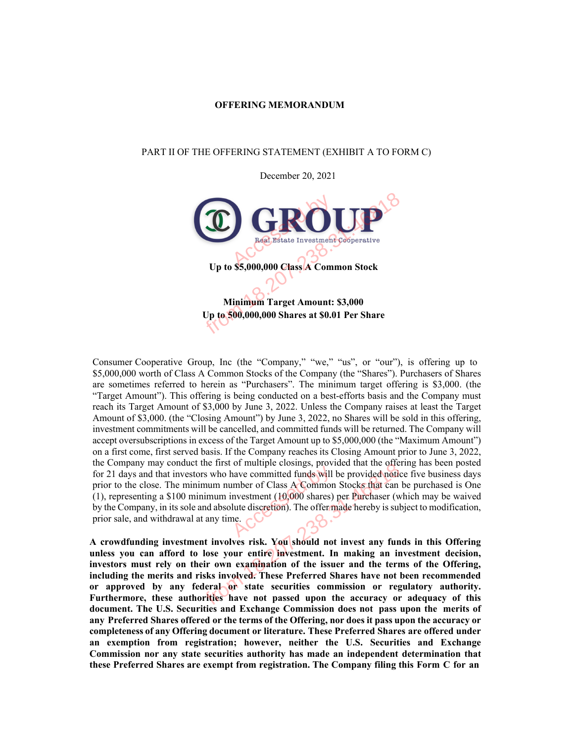**OFFERING MEMORANDUM**

PART II OF THE OFFERING STATEMENT (EXHIBIT A TO FORM C)

December 20, 2021

**GROUP**

Real Estate Investment Cooperative

**Up to $5,000,000 Class A Common Stock**

**Minimum Target Amount: $3,000**
**Up to 500,000,000 Shares at $0.01 Per Share**

Consumer Cooperative Group, Inc (the "Company," "we," "us", or "our"), is offering up to $5,000,000 worth of Class A Common Stocks of the Company (the "Shares"). Purchasers of Shares are sometimes referred to herein as "Purchasers". The minimum target offering is $3,000. (the "Target Amount"). This offering is being conducted on a best-efforts basis and the Company must reach its Target Amount of $3,000 by June 3, 2022. Unless the Company raises at least the Target Amount of $3,000. (the "Closing Amount") by June 3, 2022, no Shares will be sold in this offering, investment commitments will be cancelled, and committed funds will be returned. The Company will accept oversubscriptions in excess of the Target Amount up to $5,000,000 (the "Maximum Amount") on a first come, first served basis. If the Company reaches its Closing Amount prior to June 3, 2022, the Company may conduct the first of multiple closings, provided that the offering has been posted for 21 days and that investors who have committed funds will be provided notice five business days prior to the close. The minimum number of Class A Common Stocks that can be purchased is One (1), representing a $100 minimum investment (10,000 shares) per Purchaser (which may be waived by the Company, in its sole and absolute discretion). The offer made hereby is subject to modification, prior sale, and withdrawal at any time.

**A crowdfunding investment involves risk. You should not invest any funds in this Offering unless you can afford to lose your entire investment. In making an investment decision, investors must rely on their own examination of the issuer and the terms of the Offering, including the merits and risks involved. These Preferred Shares have not been recommended or approved by any federal or state securities commission or regulatory authority. Furthermore, these authorities have not passed upon the accuracy or adequacy of this document. The U.S. Securities and Exchange Commission does not pass upon the merits of any Preferred Shares offered or the terms of the Offering, nor does it pass upon the accuracy or completeness of any Offering document or literature. These Preferred Shares are offered under an exemption from registration; however, neither the U.S. Securities and Exchange Commission nor any state securities authority has made an independent determination that these Preferred Shares are exempt from registration. The Company filing this Form C for an**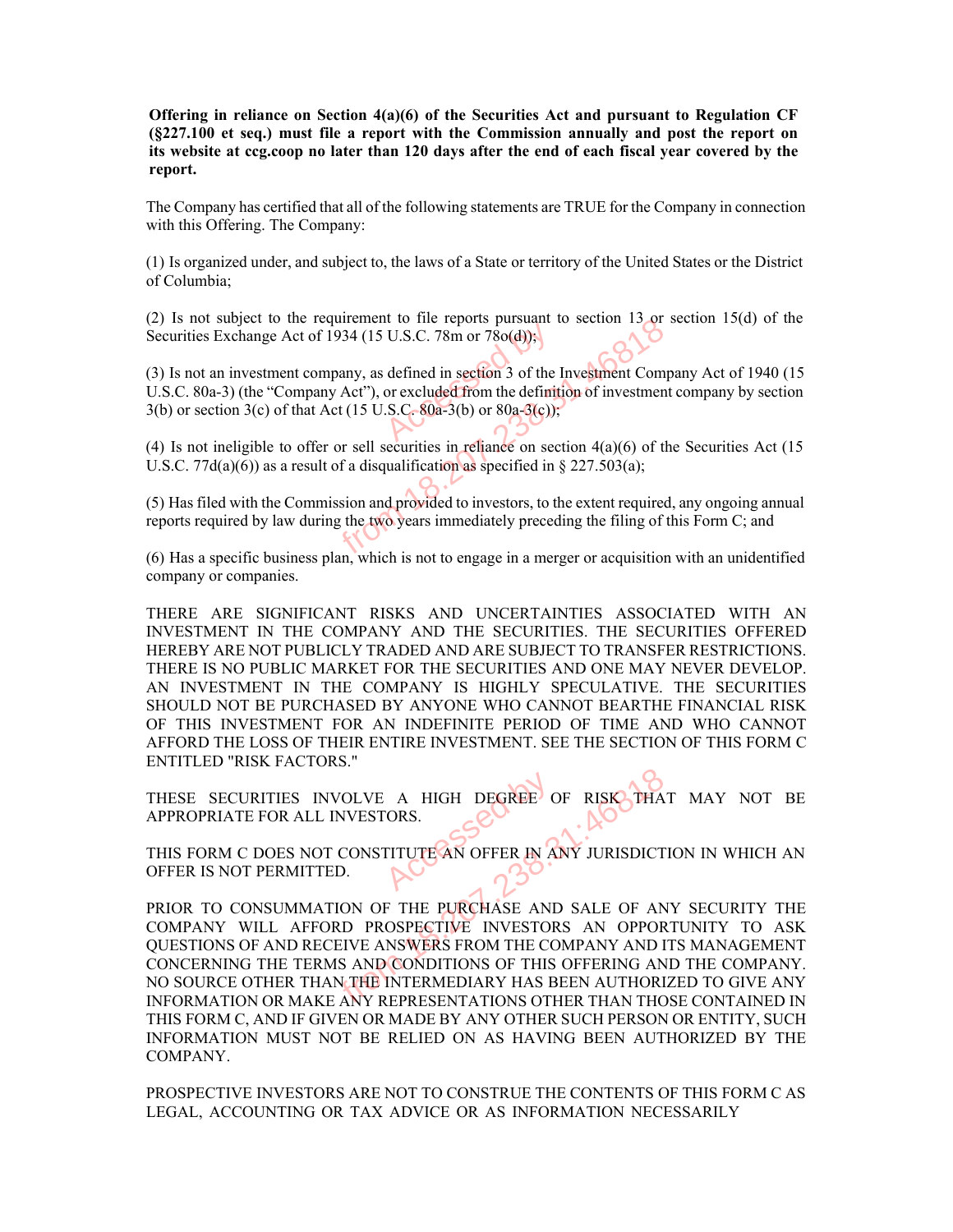**Offering in reliance on Section 4(a)(6) of the Securities Act and pursuant to Regulation CF (§227.100 et seq.) must file a report with the Commission annually and post the report on its website at ccg.coop no later than 120 days after the end of each fiscal year covered by the report.**

The Company has certified that all of the following statements are TRUE for the Company in connection with this Offering. The Company:

(1) Is organized under, and subject to, the laws of a State or territory of the United States or the District of Columbia;

(2) Is not subject to the requirement to file reports pursuant to section 13 or section 15(d) of the Securities Exchange Act of 1934 (15 U.S.C. 78m or 78o(d));

(3) Is not an investment company, as defined in section 3 of the Investment Company Act of 1940 (15 U.S.C. 80a-3) (the "Company Act"), or excluded from the definition of investment company by section 3(b) or section 3(c) of that Act (15 U.S.C. 80a-3(b) or 80a-3(c));

(4) Is not ineligible to offer or sell securities in reliance on section 4(a)(6) of the Securities Act (15 U.S.C. 77d(a)(6)) as a result of a disqualification as specified in § 227.503(a);

(5) Has filed with the Commission and provided to investors, to the extent required, any ongoing annual reports required by law during the two years immediately preceding the filing of this Form C; and

(6) Has a specific business plan, which is not to engage in a merger or acquisition with an unidentified company or companies.

THERE ARE SIGNIFICANT RISKS AND UNCERTAINTIES ASSOCIATED WITH AN INVESTMENT IN THE COMPANY AND THE SECURITIES. THE SECURITIES OFFERED HEREBY ARE NOT PUBLICLY TRADED AND ARE SUBJECT TO TRANSFER RESTRICTIONS. THERE IS NO PUBLIC MARKET FOR THE SECURITIES AND ONE MAY NEVER DEVELOP. AN INVESTMENT IN THE COMPANY IS HIGHLY SPECULATIVE. THE SECURITIES SHOULD NOT BE PURCHASED BY ANYONE WHO CANNOT BEARTHE FINANCIAL RISK OF THIS INVESTMENT FOR AN INDEFINITE PERIOD OF TIME AND WHO CANNOT AFFORD THE LOSS OF THEIR ENTIRE INVESTMENT. SEE THE SECTION OF THIS FORM C ENTITLED "RISK FACTORS."

THESE SECURITIES INVOLVE A HIGH DEGREE OF RISK THAT MAY NOT BE APPROPRIATE FOR ALL INVESTORS.

THIS FORM C DOES NOT CONSTITUTE AN OFFER IN ANY JURISDICTION IN WHICH AN OFFER IS NOT PERMITTED.

PRIOR TO CONSUMMATION OF THE PURCHASE AND SALE OF ANY SECURITY THE COMPANY WILL AFFORD PROSPECTIVE INVESTORS AN OPPORTUNITY TO ASK QUESTIONS OF AND RECEIVE ANSWERS FROM THE COMPANY AND ITS MANAGEMENT CONCERNING THE TERMS AND CONDITIONS OF THIS OFFERING AND THE COMPANY. NO SOURCE OTHER THAN THE INTERMEDIARY HAS BEEN AUTHORIZED TO GIVE ANY INFORMATION OR MAKE ANY REPRESENTATIONS OTHER THAN THOSE CONTAINED IN THIS FORM C, AND IF GIVEN OR MADE BY ANY OTHER SUCH PERSON OR ENTITY, SUCH INFORMATION MUST NOT BE RELIED ON AS HAVING BEEN AUTHORIZED BY THE COMPANY.

PROSPECTIVE INVESTORS ARE NOT TO CONSTRUE THE CONTENTS OF THIS FORM C AS LEGAL, ACCOUNTING OR TAX ADVICE OR AS INFORMATION NECESSARILY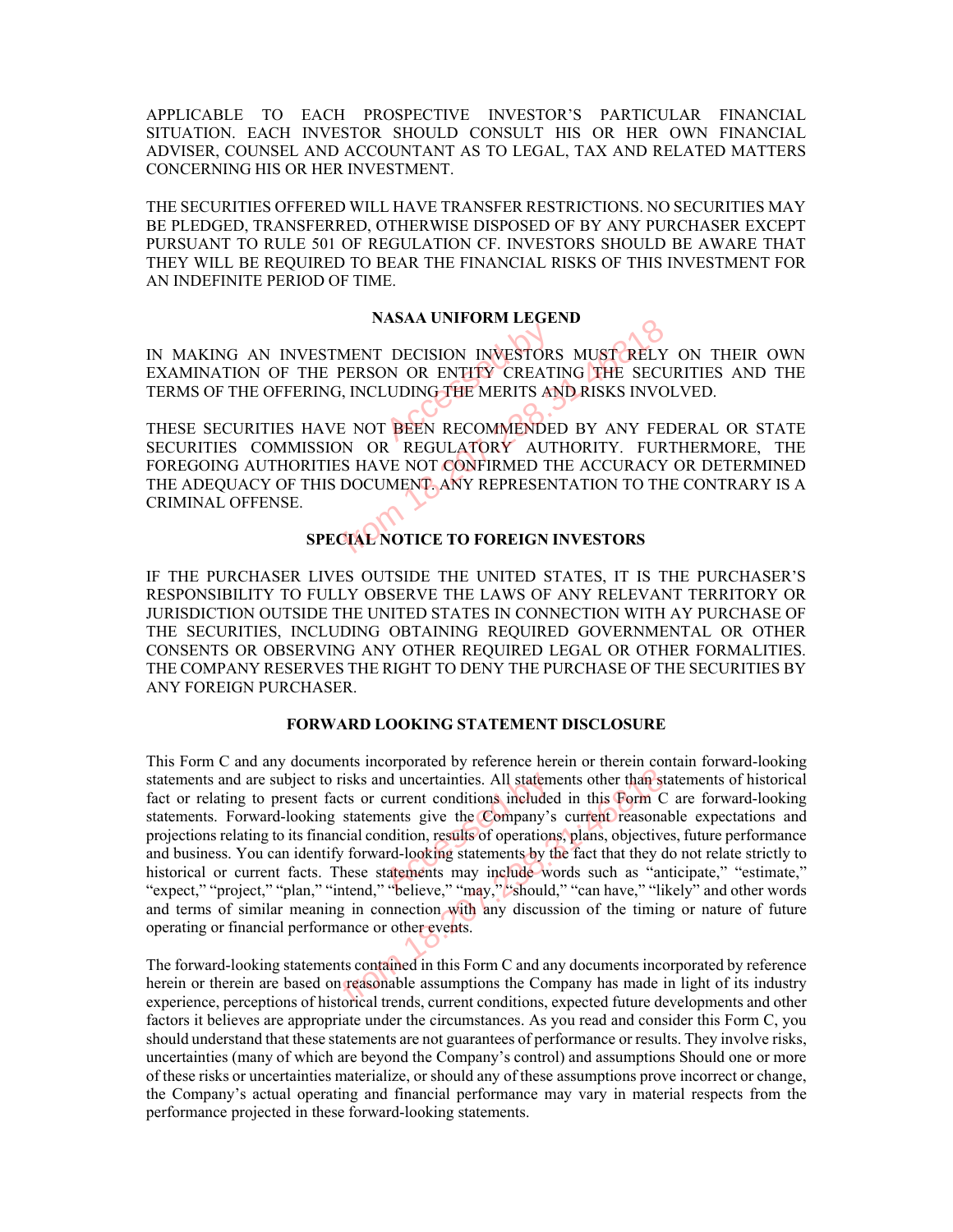APPLICABLE TO EACH PROSPECTIVE INVESTOR'S PARTICULAR FINANCIAL SITUATION. EACH INVESTOR SHOULD CONSULT HIS OR HER OWN FINANCIAL ADVISER, COUNSEL AND ACCOUNTANT AS TO LEGAL, TAX AND RELATED MATTERS CONCERNING HIS OR HER INVESTMENT.

THE SECURITIES OFFERED WILL HAVE TRANSFER RESTRICTIONS. NO SECURITIES MAY BE PLEDGED, TRANSFERRED, OTHERWISE DISPOSED OF BY ANY PURCHASER EXCEPT PURSUANT TO RULE 501 OF REGULATION CF. INVESTORS SHOULD BE AWARE THAT THEY WILL BE REQUIRED TO BEAR THE FINANCIAL RISKS OF THIS INVESTMENT FOR AN INDEFINITE PERIOD OF TIME.

**NASAA UNIFORM LEGEND**

IN MAKING AN INVESTMENT DECISION INVESTORS MUST RELY ON THEIR OWN EXAMINATION OF THE PERSON OR ENTITY CREATING THE SECURITIES AND THE TERMS OF THE OFFERING, INCLUDING THE MERITS AND RISKS INVOLVED.

THESE SECURITIES HAVE NOT BEEN RECOMMENDED BY ANY FEDERAL OR STATE SECURITIES COMMISSION OR REGULATORY AUTHORITY. FURTHERMORE, THE FOREGOING AUTHORITIES HAVE NOT CONFIRMED THE ACCURACY OR DETERMINED THE ADEQUACY OF THIS DOCUMENT. ANY REPRESENTATION TO THE CONTRARY IS A CRIMINAL OFFENSE.

**SPECIAL NOTICE TO FOREIGN INVESTORS**

IF THE PURCHASER LIVES OUTSIDE THE UNITED STATES, IT IS THE PURCHASER'S RESPONSIBILITY TO FULLY OBSERVE THE LAWS OF ANY RELEVANT TERRITORY OR JURISDICTION OUTSIDE THE UNITED STATES IN CONNECTION WITH AY PURCHASE OF THE SECURITIES, INCLUDING OBTAINING REQUIRED GOVERNMENTAL OR OTHER CONSENTS OR OBSERVING ANY OTHER REQUIRED LEGAL OR OTHER FORMALITIES. THE COMPANY RESERVES THE RIGHT TO DENY THE PURCHASE OF THE SECURITIES BY ANY FOREIGN PURCHASER.

**FORWARD LOOKING STATEMENT DISCLOSURE**

This Form C and any documents incorporated by reference herein or therein contain forward-looking statements and are subject to risks and uncertainties. All statements other than statements of historical fact or relating to present facts or current conditions included in this Form C are forward-looking statements. Forward-looking statements give the Company's current reasonable expectations and projections relating to its financial condition, results of operations, plans, objectives, future performance and business. You can identify forward-looking statements by the fact that they do not relate strictly to historical or current facts. These statements may include words such as "anticipate," "estimate," "expect," "project," "plan," "intend," "believe," "may," "should," "can have," "likely" and other words and terms of similar meaning in connection with any discussion of the timing or nature of future operating or financial performance or other events.

The forward-looking statements contained in this Form C and any documents incorporated by reference herein or therein are based on reasonable assumptions the Company has made in light of its industry experience, perceptions of historical trends, current conditions, expected future developments and other factors it believes are appropriate under the circumstances. As you read and consider this Form C, you should understand that these statements are not guarantees of performance or results. They involve risks, uncertainties (many of which are beyond the Company's control) and assumptions Should one or more of these risks or uncertainties materialize, or should any of these assumptions prove incorrect or change, the Company's actual operating and financial performance may vary in material respects from the performance projected in these forward-looking statements.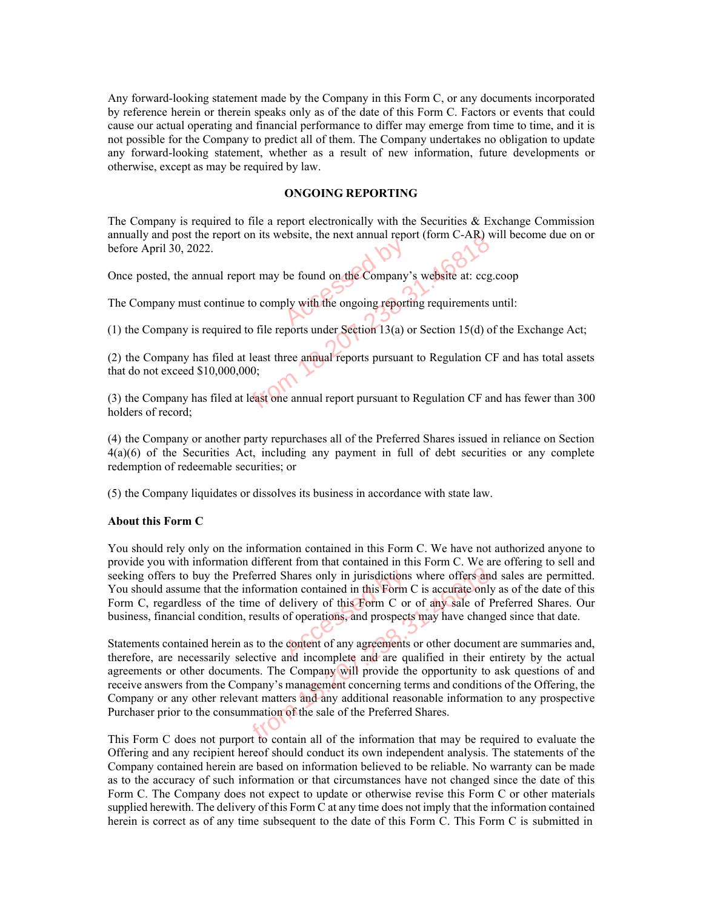Any forward-looking statement made by the Company in this Form C, or any documents incorporated by reference herein or therein speaks only as of the date of this Form C. Factors or events that could cause our actual operating and financial performance to differ may emerge from time to time, and it is not possible for the Company to predict all of them. The Company undertakes no obligation to update any forward-looking statement, whether as a result of new information, future developments or otherwise, except as may be required by law.

## ONGOING REPORTING

The Company is required to file a report electronically with the Securities & Exchange Commission annually and post the report on its website, the next annual report (form C-AR) will become due on or before April 30, 2022.

Once posted, the annual report may be found on the Company's website at: ccg.coop

The Company must continue to comply with the ongoing reporting requirements until:

(1) the Company is required to file reports under Section 13(a) or Section 15(d) of the Exchange Act;

(2) the Company has filed at least three annual reports pursuant to Regulation CF and has total assets that do not exceed $10,000,000;

(3) the Company has filed at least one annual report pursuant to Regulation CF and has fewer than 300 holders of record;

(4) the Company or another party repurchases all of the Preferred Shares issued in reliance on Section 4(a)(6) of the Securities Act, including any payment in full of debt securities or any complete redemption of redeemable securities; or

(5) the Company liquidates or dissolves its business in accordance with state law.

**About this Form C**

You should rely only on the information contained in this Form C. We have not authorized anyone to provide you with information different from that contained in this Form C. We are offering to sell and seeking offers to buy the Preferred Shares only in jurisdictions where offers and sales are permitted. You should assume that the information contained in this Form C is accurate only as of the date of this Form C, regardless of the time of delivery of this Form C or of any sale of Preferred Shares. Our business, financial condition, results of operations, and prospects may have changed since that date.

Statements contained herein as to the content of any agreements or other document are summaries and, therefore, are necessarily selective and incomplete and are qualified in their entirety by the actual agreements or other documents. The Company will provide the opportunity to ask questions of and receive answers from the Company's management concerning terms and conditions of the Offering, the Company or any other relevant matters and any additional reasonable information to any prospective Purchaser prior to the consummation of the sale of the Preferred Shares.

This Form C does not purport to contain all of the information that may be required to evaluate the Offering and any recipient hereof should conduct its own independent analysis. The statements of the Company contained herein are based on information believed to be reliable. No warranty can be made as to the accuracy of such information or that circumstances have not changed since the date of this Form C. The Company does not expect to update or otherwise revise this Form C or other materials supplied herewith. The delivery of this Form C at any time does not imply that the information contained herein is correct as of any time subsequent to the date of this Form C. This Form C is submitted in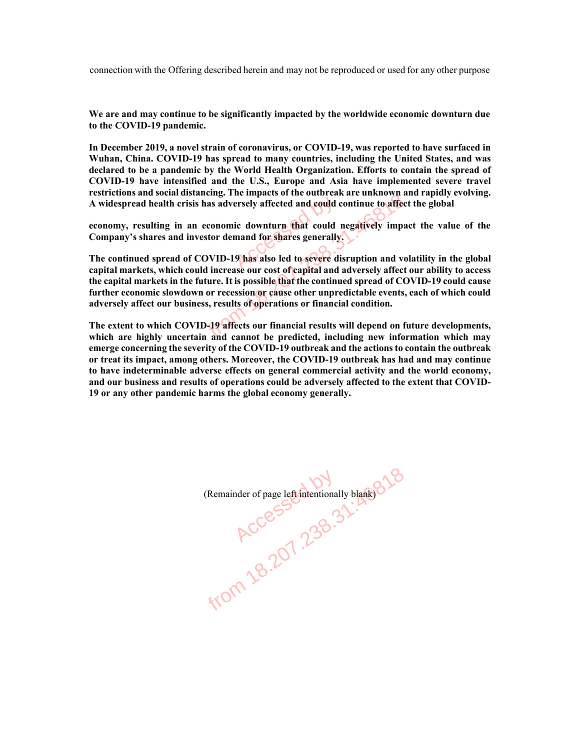connection with the Offering described herein and may not be reproduced or used for any other purpose

**We are and may continue to be significantly impacted by the worldwide economic downturn due to the COVID-19 pandemic.**

**In December 2019, a novel strain of coronavirus, or COVID-19, was reported to have surfaced in Wuhan, China. COVID-19 has spread to many countries, including the United States, and was declared to be a pandemic by the World Health Organization. Efforts to contain the spread of COVID-19 have intensified and the U.S., Europe and Asia have implemented severe travel restrictions and social distancing. The impacts of the outbreak are unknown and rapidly evolving. A widespread health crisis has adversely affected and could continue to affect the global**

**economy, resulting in an economic downturn that could negatively impact the value of the Company's shares and investor demand for shares generally.**

**The continued spread of COVID-19 has also led to severe disruption and volatility in the global capital markets, which could increase our cost of capital and adversely affect our ability to access the capital markets in the future. It is possible that the continued spread of COVID-19 could cause further economic slowdown or recession or cause other unpredictable events, each of which could adversely affect our business, results of operations or financial condition.**

**The extent to which COVID-19 affects our financial results will depend on future developments, which are highly uncertain and cannot be predicted, including new information which may emerge concerning the severity of the COVID-19 outbreak and the actions to contain the outbreak or treat its impact, among others. Moreover, the COVID-19 outbreak has had and may continue to have indeterminable adverse effects on general commercial activity and the world economy, and our business and results of operations could be adversely affected to the extent that COVID-19 or any other pandemic harms the global economy generally.**

(Remainder of page left intentionally blank)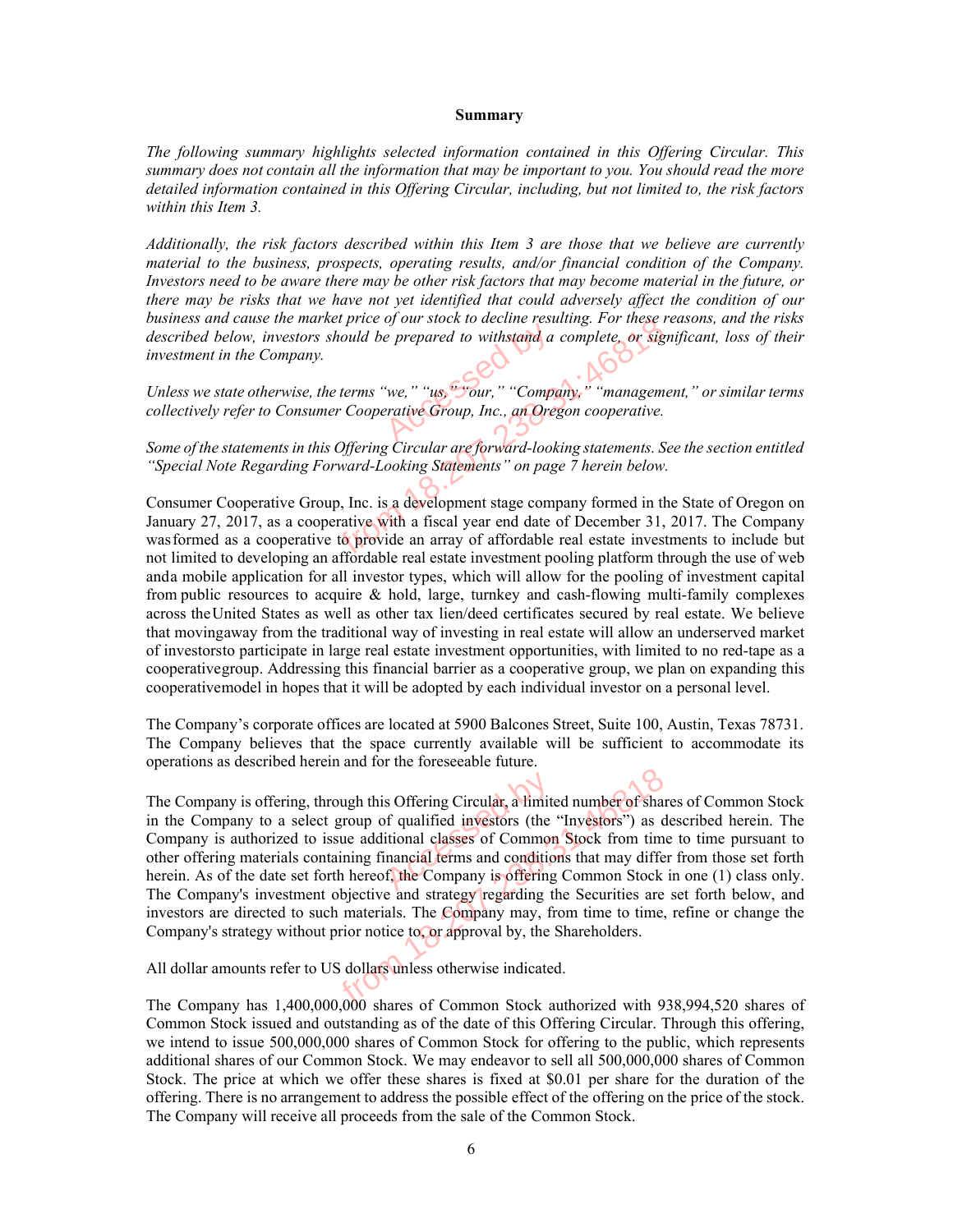## Summary

*The following summary highlights selected information contained in this Offering Circular. This summary does not contain all the information that may be important to you. You should read the more detailed information contained in this Offering Circular, including, but not limited to, the risk factors within this Item 3.*

*Additionally, the risk factors described within this Item 3 are those that we believe are currently material to the business, prospects, operating results, and/or financial condition of the Company. Investors need to be aware there may be other risk factors that may become material in the future, or there may be risks that we have not yet identified that could adversely affect the condition of our business and cause the market price of our stock to decline resulting. For these reasons, and the risks described below, investors should be prepared to withstand a complete, or significant, loss of their investment in the Company.*

*Unless we state otherwise, the terms "we," "us," "our," "Company," "management," or similar terms collectively refer to Consumer Cooperative Group, Inc., an Oregon cooperative.*

*Some of the statements in this Offering Circular are forward-looking statements. See the section entitled "Special Note Regarding Forward-Looking Statements" on page 7 herein below.*

Consumer Cooperative Group, Inc. is a development stage company formed in the State of Oregon on January 27, 2017, as a cooperative with a fiscal year end date of December 31, 2017. The Company wasformed as a cooperative to provide an array of affordable real estate investments to include but not limited to developing an affordable real estate investment pooling platform through the use of web anda mobile application for all investor types, which will allow for the pooling of investment capital from public resources to acquire & hold, large, turnkey and cash-flowing multi-family complexes across theUnited States as well as other tax lien/deed certificates secured by real estate. We believe that movingaway from the traditional way of investing in real estate will allow an underserved market of investorsto participate in large real estate investment opportunities, with limited to no red-tape as a cooperativegroup. Addressing this financial barrier as a cooperative group, we plan on expanding this cooperativemodel in hopes that it will be adopted by each individual investor on a personal level.

The Company's corporate offices are located at 5900 Balcones Street, Suite 100, Austin, Texas 78731. The Company believes that the space currently available will be sufficient to accommodate its operations as described herein and for the foreseeable future.

The Company is offering, through this Offering Circular, a limited number of shares of Common Stock in the Company to a select group of qualified investors (the "Investors") as described herein. The Company is authorized to issue additional classes of Common Stock from time to time pursuant to other offering materials containing financial terms and conditions that may differ from those set forth herein. As of the date set forth hereof, the Company is offering Common Stock in one (1) class only. The Company's investment objective and strategy regarding the Securities are set forth below, and investors are directed to such materials. The Company may, from time to time, refine or change the Company's strategy without prior notice to, or approval by, the Shareholders.

All dollar amounts refer to US dollars unless otherwise indicated.

The Company has 1,400,000,000 shares of Common Stock authorized with 938,994,520 shares of Common Stock issued and outstanding as of the date of this Offering Circular. Through this offering, we intend to issue 500,000,000 shares of Common Stock for offering to the public, which represents additional shares of our Common Stock. We may endeavor to sell all 500,000,000 shares of Common Stock. The price at which we offer these shares is fixed at $0.01 per share for the duration of the offering. There is no arrangement to address the possible effect of the offering on the price of the stock. The Company will receive all proceeds from the sale of the Common Stock.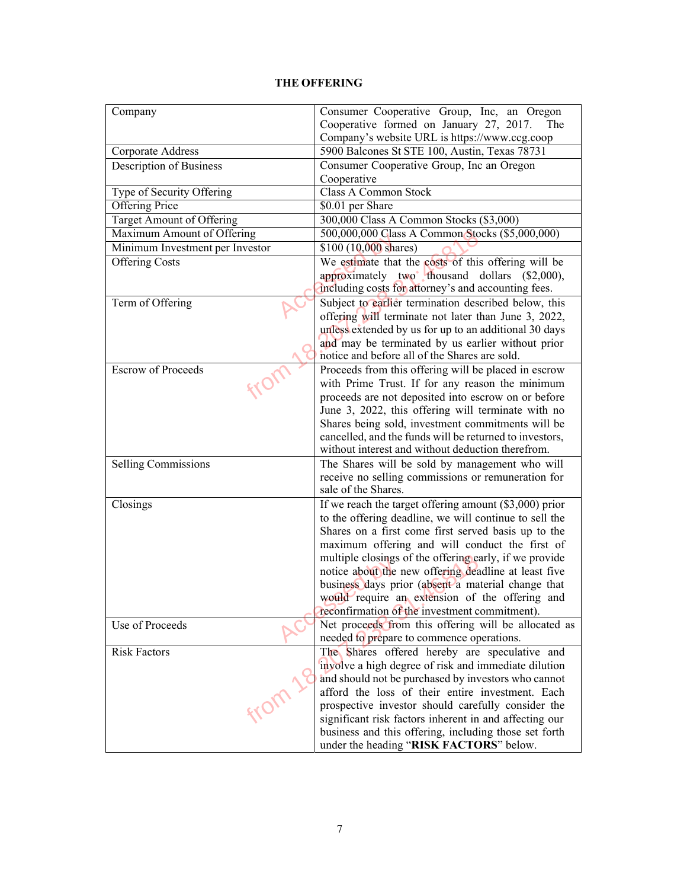**THE OFFERING**

| | |
|---|---|
| Company | Consumer Cooperative Group, Inc, an Oregon Cooperative formed on January 27, 2017. The Company's website URL is https://www.ccg.coop |
| Corporate Address | 5900 Balcones St STE 100, Austin, Texas 78731 |
| Description of Business | Consumer Cooperative Group, Inc an Oregon Cooperative |
| Type of Security Offering | Class A Common Stock |
| Offering Price | $0.01 per Share |
| Target Amount of Offering | 300,000 Class A Common Stocks ($3,000) |
| Maximum Amount of Offering | 500,000,000 Class A Common Stocks ($5,000,000) |
| Minimum Investment per Investor | $100 (10,000 shares) |
| Offering Costs | We estimate that the costs of this offering will be approximately two thousand dollars ($2,000), including costs for attorney's and accounting fees. |
| Term of Offering | Subject to earlier termination described below, this offering will terminate not later than June 3, 2022, unless extended by us for up to an additional 30 days and may be terminated by us earlier without prior notice and before all of the Shares are sold. |
| Escrow of Proceeds | Proceeds from this offering will be placed in escrow with Prime Trust. If for any reason the minimum proceeds are not deposited into escrow on or before June 3, 2022, this offering will terminate with no Shares being sold, investment commitments will be cancelled, and the funds will be returned to investors, without interest and without deduction therefrom. |
| Selling Commissions | The Shares will be sold by management who will receive no selling commissions or remuneration for sale of the Shares. |
| Closings | If we reach the target offering amount ($3,000) prior to the offering deadline, we will continue to sell the Shares on a first come first served basis up to the maximum offering and will conduct the first of multiple closings of the offering early, if we provide notice about the new offering deadline at least five business days prior (absent a material change that would require an extension of the offering and reconfirmation of the investment commitment). |
| Use of Proceeds | Net proceeds from this offering will be allocated as needed to prepare to commence operations. |
| Risk Factors | The Shares offered hereby are speculative and involve a high degree of risk and immediate dilution and should not be purchased by investors who cannot afford the loss of their entire investment. Each prospective investor should carefully consider the significant risk factors inherent in and affecting our business and this offering, including those set forth under the heading "**RISK FACTORS**" below. |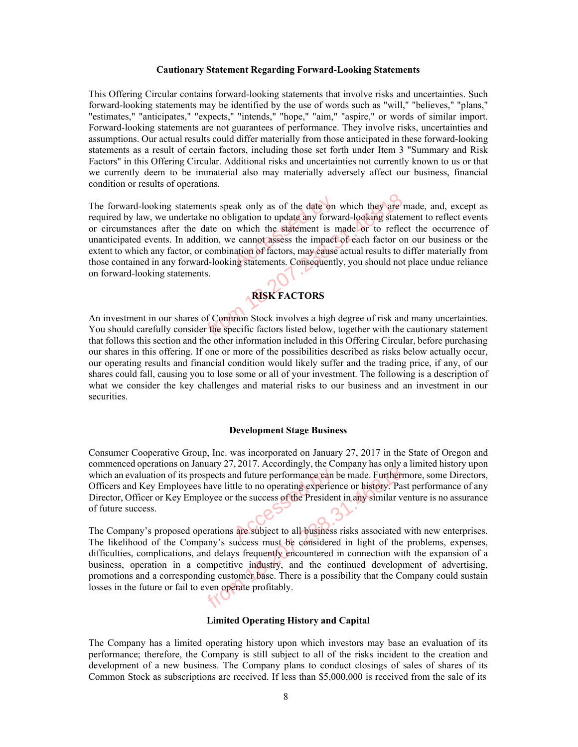### Cautionary Statement Regarding Forward-Looking Statements

This Offering Circular contains forward-looking statements that involve risks and uncertainties. Such forward-looking statements may be identified by the use of words such as "will," "believes," "plans," "estimates," "anticipates," "expects," "intends," "hope," "aim," "aspire," or words of similar import. Forward-looking statements are not guarantees of performance. They involve risks, uncertainties and assumptions. Our actual results could differ materially from those anticipated in these forward-looking statements as a result of certain factors, including those set forth under Item 3 "Summary and Risk Factors" in this Offering Circular. Additional risks and uncertainties not currently known to us or that we currently deem to be immaterial also may materially adversely affect our business, financial condition or results of operations.

The forward-looking statements speak only as of the date on which they are made, and, except as required by law, we undertake no obligation to update any forward-looking statement to reflect events or circumstances after the date on which the statement is made or to reflect the occurrence of unanticipated events. In addition, we cannot assess the impact of each factor on our business or the extent to which any factor, or combination of factors, may cause actual results to differ materially from those contained in any forward-looking statements. Consequently, you should not place undue reliance on forward-looking statements.

## RISK FACTORS

An investment in our shares of Common Stock involves a high degree of risk and many uncertainties. You should carefully consider the specific factors listed below, together with the cautionary statement that follows this section and the other information included in this Offering Circular, before purchasing our shares in this offering. If one or more of the possibilities described as risks below actually occur, our operating results and financial condition would likely suffer and the trading price, if any, of our shares could fall, causing you to lose some or all of your investment. The following is a description of what we consider the key challenges and material risks to our business and an investment in our securities.

### Development Stage Business

Consumer Cooperative Group, Inc. was incorporated on January 27, 2017 in the State of Oregon and commenced operations on January 27, 2017. Accordingly, the Company has only a limited history upon which an evaluation of its prospects and future performance can be made. Furthermore, some Directors, Officers and Key Employees have little to no operating experience or history. Past performance of any Director, Officer or Key Employee or the success of the President in any similar venture is no assurance of future success.

The Company's proposed operations are subject to all business risks associated with new enterprises. The likelihood of the Company's success must be considered in light of the problems, expenses, difficulties, complications, and delays frequently encountered in connection with the expansion of a business, operation in a competitive industry, and the continued development of advertising, promotions and a corresponding customer base. There is a possibility that the Company could sustain losses in the future or fail to even operate profitably.

### Limited Operating History and Capital

The Company has a limited operating history upon which investors may base an evaluation of its performance; therefore, the Company is still subject to all of the risks incident to the creation and development of a new business. The Company plans to conduct closings of sales of shares of its Common Stock as subscriptions are received. If less than $5,000,000 is received from the sale of its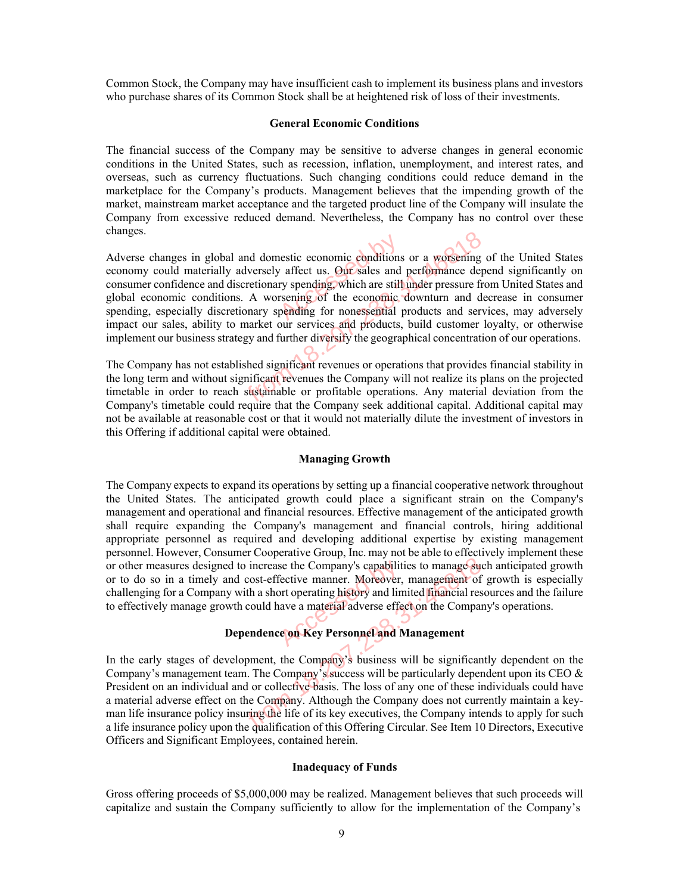Common Stock, the Company may have insufficient cash to implement its business plans and investors who purchase shares of its Common Stock shall be at heightened risk of loss of their investments.

**General Economic Conditions**

The financial success of the Company may be sensitive to adverse changes in general economic conditions in the United States, such as recession, inflation, unemployment, and interest rates, and overseas, such as currency fluctuations. Such changing conditions could reduce demand in the marketplace for the Company's products. Management believes that the impending growth of the market, mainstream market acceptance and the targeted product line of the Company will insulate the Company from excessive reduced demand. Nevertheless, the Company has no control over these changes.

Adverse changes in global and domestic economic conditions or a worsening of the United States economy could materially adversely affect us. Our sales and performance depend significantly on consumer confidence and discretionary spending, which are still under pressure from United States and global economic conditions. A worsening of the economic downturn and decrease in consumer spending, especially discretionary spending for nonessential products and services, may adversely impact our sales, ability to market our services and products, build customer loyalty, or otherwise implement our business strategy and further diversify the geographical concentration of our operations.

The Company has not established significant revenues or operations that provides financial stability in the long term and without significant revenues the Company will not realize its plans on the projected timetable in order to reach sustainable or profitable operations. Any material deviation from the Company's timetable could require that the Company seek additional capital. Additional capital may not be available at reasonable cost or that it would not materially dilute the investment of investors in this Offering if additional capital were obtained.

**Managing Growth**

The Company expects to expand its operations by setting up a financial cooperative network throughout the United States. The anticipated growth could place a significant strain on the Company's management and operational and financial resources. Effective management of the anticipated growth shall require expanding the Company's management and financial controls, hiring additional appropriate personnel as required and developing additional expertise by existing management personnel. However, Consumer Cooperative Group, Inc. may not be able to effectively implement these or other measures designed to increase the Company's capabilities to manage such anticipated growth or to do so in a timely and cost-effective manner. Moreover, management of growth is especially challenging for a Company with a short operating history and limited financial resources and the failure to effectively manage growth could have a material adverse effect on the Company's operations.

**Dependence on Key Personnel and Management**

In the early stages of development, the Company's business will be significantly dependent on the Company's management team. The Company's success will be particularly dependent upon its CEO & President on an individual and or collective basis. The loss of any one of these individuals could have a material adverse effect on the Company. Although the Company does not currently maintain a key-man life insurance policy insuring the life of its key executives, the Company intends to apply for such a life insurance policy upon the qualification of this Offering Circular. See Item 10 Directors, Executive Officers and Significant Employees, contained herein.

**Inadequacy of Funds**

Gross offering proceeds of $5,000,000 may be realized. Management believes that such proceeds will capitalize and sustain the Company sufficiently to allow for the implementation of the Company's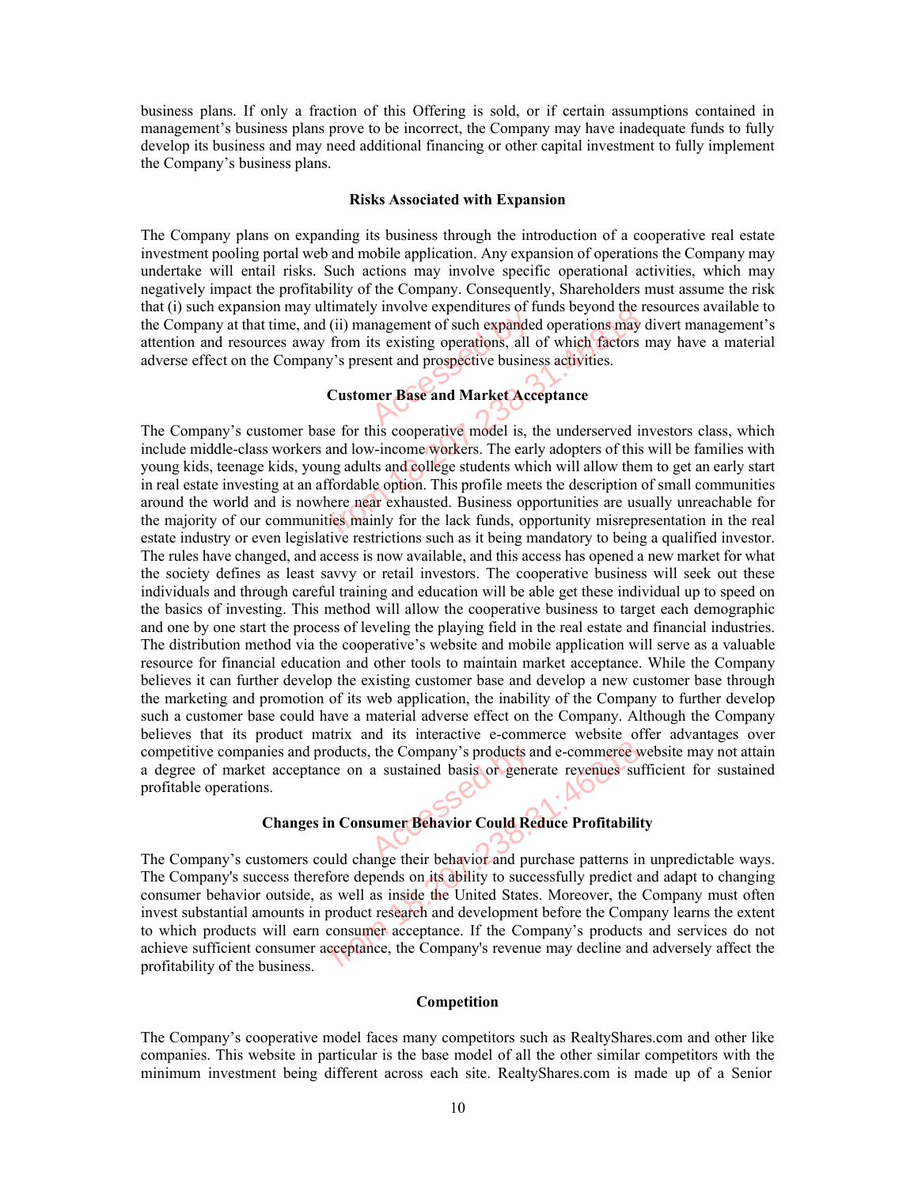business plans. If only a fraction of this Offering is sold, or if certain assumptions contained in management's business plans prove to be incorrect, the Company may have inadequate funds to fully develop its business and may need additional financing or other capital investment to fully implement the Company's business plans.

### Risks Associated with Expansion

The Company plans on expanding its business through the introduction of a cooperative real estate investment pooling portal web and mobile application. Any expansion of operations the Company may undertake will entail risks. Such actions may involve specific operational activities, which may negatively impact the profitability of the Company. Consequently, Shareholders must assume the risk that (i) such expansion may ultimately involve expenditures of funds beyond the resources available to the Company at that time, and (ii) management of such expanded operations may divert management's attention and resources away from its existing operations, all of which factors may have a material adverse effect on the Company's present and prospective business activities.

### Customer Base and Market Acceptance

The Company's customer base for this cooperative model is, the underserved investors class, which include middle-class workers and low-income workers. The early adopters of this will be families with young kids, teenage kids, young adults and college students which will allow them to get an early start in real estate investing at an affordable option. This profile meets the description of small communities around the world and is nowhere near exhausted. Business opportunities are usually unreachable for the majority of our communities mainly for the lack funds, opportunity misrepresentation in the real estate industry or even legislative restrictions such as it being mandatory to being a qualified investor. The rules have changed, and access is now available, and this access has opened a new market for what the society defines as least savvy or retail investors. The cooperative business will seek out these individuals and through careful training and education will be able get these individual up to speed on the basics of investing. This method will allow the cooperative business to target each demographic and one by one start the process of leveling the playing field in the real estate and financial industries. The distribution method via the cooperative's website and mobile application will serve as a valuable resource for financial education and other tools to maintain market acceptance. While the Company believes it can further develop the existing customer base and develop a new customer base through the marketing and promotion of its web application, the inability of the Company to further develop such a customer base could have a material adverse effect on the Company. Although the Company believes that its product matrix and its interactive e-commerce website offer advantages over competitive companies and products, the Company's products and e-commerce website may not attain a degree of market acceptance on a sustained basis or generate revenues sufficient for sustained profitable operations.

### Changes in Consumer Behavior Could Reduce Profitability

The Company's customers could change their behavior and purchase patterns in unpredictable ways. The Company's success therefore depends on its ability to successfully predict and adapt to changing consumer behavior outside, as well as inside the United States. Moreover, the Company must often invest substantial amounts in product research and development before the Company learns the extent to which products will earn consumer acceptance. If the Company's products and services do not achieve sufficient consumer acceptance, the Company's revenue may decline and adversely affect the profitability of the business.

### Competition

The Company's cooperative model faces many competitors such as RealtyShares.com and other like companies. This website in particular is the base model of all the other similar competitors with the minimum investment being different across each site. RealtyShares.com is made up of a Senior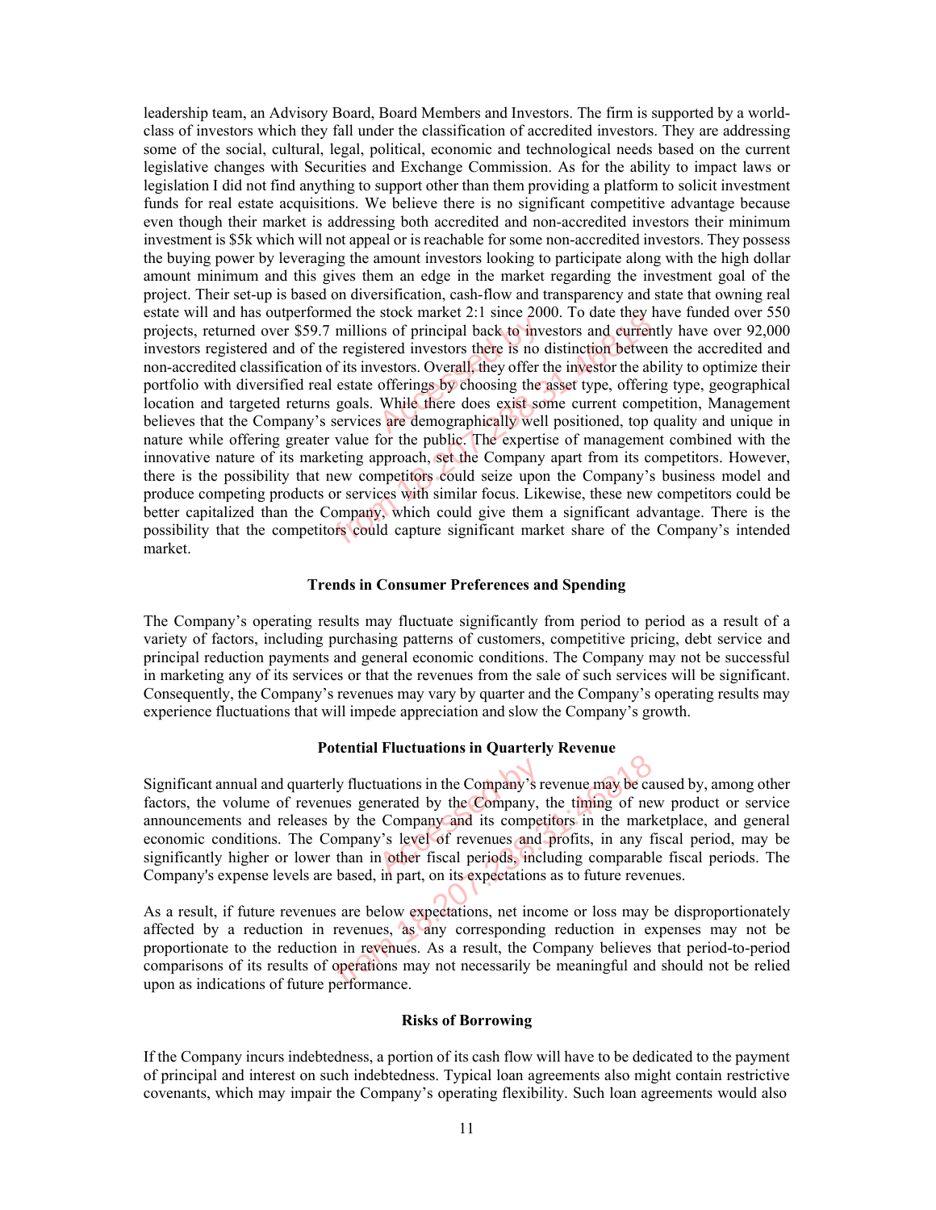leadership team, an Advisory Board, Board Members and Investors. The firm is supported by a world-class of investors which they fall under the classification of accredited investors. They are addressing some of the social, cultural, legal, political, economic and technological needs based on the current legislative changes with Securities and Exchange Commission. As for the ability to impact laws or legislation I did not find anything to support other than them providing a platform to solicit investment funds for real estate acquisitions. We believe there is no significant competitive advantage because even though their market is addressing both accredited and non-accredited investors their minimum investment is $5k which will not appeal or is reachable for some non-accredited investors. They possess the buying power by leveraging the amount investors looking to participate along with the high dollar amount minimum and this gives them an edge in the market regarding the investment goal of the project. Their set-up is based on diversification, cash-flow and transparency and state that owning real estate will and has outperformed the stock market 2:1 since 2000. To date they have funded over 550 projects, returned over $59.7 millions of principal back to investors and currently have over 92,000 investors registered and of the registered investors there is no distinction between the accredited and non-accredited classification of its investors. Overall, they offer the investor the ability to optimize their portfolio with diversified real estate offerings by choosing the asset type, offering type, geographical location and targeted returns goals. While there does exist some current competition, Management believes that the Company's services are demographically well positioned, top quality and unique in nature while offering greater value for the public. The expertise of management combined with the innovative nature of its marketing approach, set the Company apart from its competitors. However, there is the possibility that new competitors could seize upon the Company's business model and produce competing products or services with similar focus. Likewise, these new competitors could be better capitalized than the Company, which could give them a significant advantage. There is the possibility that the competitors could capture significant market share of the Company's intended market.

### Trends in Consumer Preferences and Spending

The Company's operating results may fluctuate significantly from period to period as a result of a variety of factors, including purchasing patterns of customers, competitive pricing, debt service and principal reduction payments and general economic conditions. The Company may not be successful in marketing any of its services or that the revenues from the sale of such services will be significant. Consequently, the Company's revenues may vary by quarter and the Company's operating results may experience fluctuations that will impede appreciation and slow the Company's growth.

### Potential Fluctuations in Quarterly Revenue

Significant annual and quarterly fluctuations in the Company's revenue may be caused by, among other factors, the volume of revenues generated by the Company, the timing of new product or service announcements and releases by the Company and its competitors in the marketplace, and general economic conditions. The Company's level of revenues and profits, in any fiscal period, may be significantly higher or lower than in other fiscal periods, including comparable fiscal periods. The Company's expense levels are based, in part, on its expectations as to future revenues.

As a result, if future revenues are below expectations, net income or loss may be disproportionately affected by a reduction in revenues, as any corresponding reduction in expenses may not be proportionate to the reduction in revenues. As a result, the Company believes that period-to-period comparisons of its results of operations may not necessarily be meaningful and should not be relied upon as indications of future performance.

### Risks of Borrowing

If the Company incurs indebtedness, a portion of its cash flow will have to be dedicated to the payment of principal and interest on such indebtedness. Typical loan agreements also might contain restrictive covenants, which may impair the Company's operating flexibility. Such loan agreements would also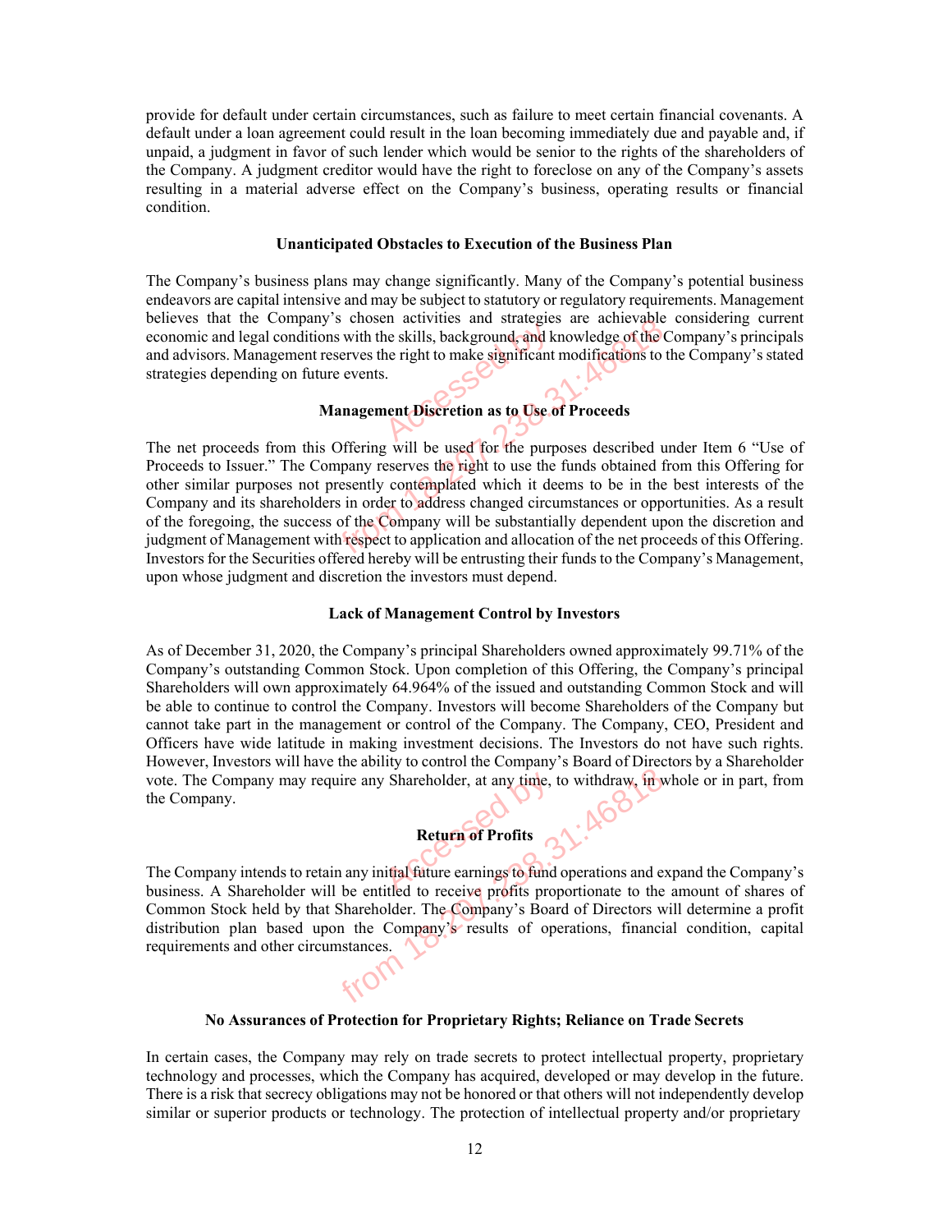provide for default under certain circumstances, such as failure to meet certain financial covenants. A default under a loan agreement could result in the loan becoming immediately due and payable and, if unpaid, a judgment in favor of such lender which would be senior to the rights of the shareholders of the Company. A judgment creditor would have the right to foreclose on any of the Company's assets resulting in a material adverse effect on the Company's business, operating results or financial condition.

**Unanticipated Obstacles to Execution of the Business Plan**

The Company's business plans may change significantly. Many of the Company's potential business endeavors are capital intensive and may be subject to statutory or regulatory requirements. Management believes that the Company's chosen activities and strategies are achievable considering current economic and legal conditions with the skills, background, and knowledge of the Company's principals and advisors. Management reserves the right to make significant modifications to the Company's stated strategies depending on future events.

**Management Discretion as to Use of Proceeds**

The net proceeds from this Offering will be used for the purposes described under Item 6 "Use of Proceeds to Issuer." The Company reserves the right to use the funds obtained from this Offering for other similar purposes not presently contemplated which it deems to be in the best interests of the Company and its shareholders in order to address changed circumstances or opportunities. As a result of the foregoing, the success of the Company will be substantially dependent upon the discretion and judgment of Management with respect to application and allocation of the net proceeds of this Offering. Investors for the Securities offered hereby will be entrusting their funds to the Company's Management, upon whose judgment and discretion the investors must depend.

**Lack of Management Control by Investors**

As of December 31, 2020, the Company's principal Shareholders owned approximately 99.71% of the Company's outstanding Common Stock. Upon completion of this Offering, the Company's principal Shareholders will own approximately 64.964% of the issued and outstanding Common Stock and will be able to continue to control the Company. Investors will become Shareholders of the Company but cannot take part in the management or control of the Company. The Company, CEO, President and Officers have wide latitude in making investment decisions. The Investors do not have such rights. However, Investors will have the ability to control the Company's Board of Directors by a Shareholder vote. The Company may require any Shareholder, at any time, to withdraw, in whole or in part, from the Company.

**Return of Profits**

The Company intends to retain any initial future earnings to fund operations and expand the Company's business. A Shareholder will be entitled to receive profits proportionate to the amount of shares of Common Stock held by that Shareholder. The Company's Board of Directors will determine a profit distribution plan based upon the Company's results of operations, financial condition, capital requirements and other circumstances.

**No Assurances of Protection for Proprietary Rights; Reliance on Trade Secrets**

In certain cases, the Company may rely on trade secrets to protect intellectual property, proprietary technology and processes, which the Company has acquired, developed or may develop in the future. There is a risk that secrecy obligations may not be honored or that others will not independently develop similar or superior products or technology. The protection of intellectual property and/or proprietary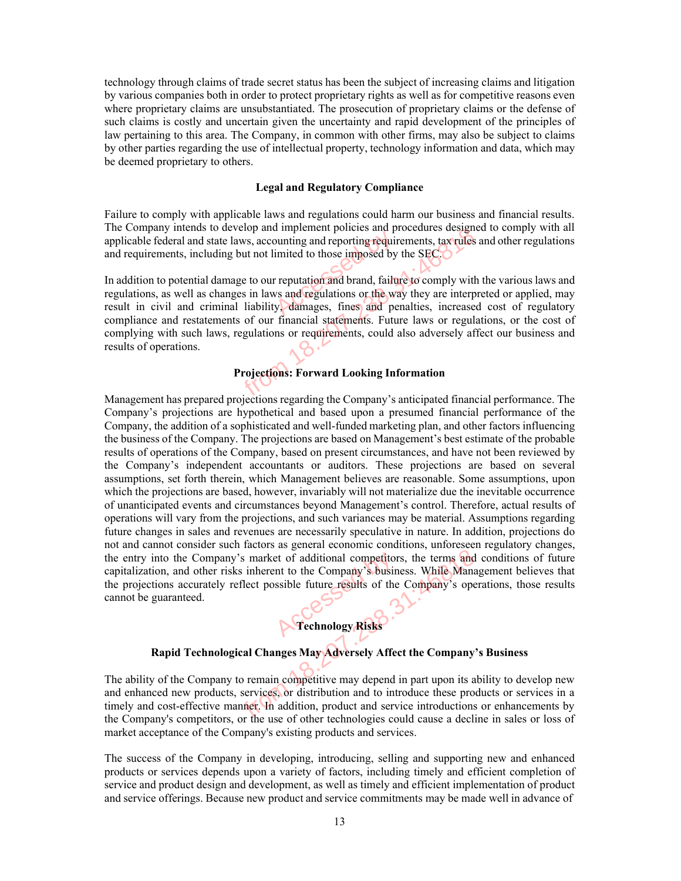technology through claims of trade secret status has been the subject of increasing claims and litigation by various companies both in order to protect proprietary rights as well as for competitive reasons even where proprietary claims are unsubstantiated. The prosecution of proprietary claims or the defense of such claims is costly and uncertain given the uncertainty and rapid development of the principles of law pertaining to this area. The Company, in common with other firms, may also be subject to claims by other parties regarding the use of intellectual property, technology information and data, which may be deemed proprietary to others.

### Legal and Regulatory Compliance

Failure to comply with applicable laws and regulations could harm our business and financial results. The Company intends to develop and implement policies and procedures designed to comply with all applicable federal and state laws, accounting and reporting requirements, tax rules and other regulations and requirements, including but not limited to those imposed by the SEC.

In addition to potential damage to our reputation and brand, failure to comply with the various laws and regulations, as well as changes in laws and regulations or the way they are interpreted or applied, may result in civil and criminal liability, damages, fines and penalties, increased cost of regulatory compliance and restatements of our financial statements. Future laws or regulations, or the cost of complying with such laws, regulations or requirements, could also adversely affect our business and results of operations.

### Projections: Forward Looking Information

Management has prepared projections regarding the Company's anticipated financial performance. The Company's projections are hypothetical and based upon a presumed financial performance of the Company, the addition of a sophisticated and well-funded marketing plan, and other factors influencing the business of the Company. The projections are based on Management's best estimate of the probable results of operations of the Company, based on present circumstances, and have not been reviewed by the Company's independent accountants or auditors. These projections are based on several assumptions, set forth therein, which Management believes are reasonable. Some assumptions, upon which the projections are based, however, invariably will not materialize due the inevitable occurrence of unanticipated events and circumstances beyond Management's control. Therefore, actual results of operations will vary from the projections, and such variances may be material. Assumptions regarding future changes in sales and revenues are necessarily speculative in nature. In addition, projections do not and cannot consider such factors as general economic conditions, unforeseen regulatory changes, the entry into the Company's market of additional competitors, the terms and conditions of future capitalization, and other risks inherent to the Company's business. While Management believes that the projections accurately reflect possible future results of the Company's operations, those results cannot be guaranteed.

## Technology Risks

### Rapid Technological Changes May Adversely Affect the Company's Business

The ability of the Company to remain competitive may depend in part upon its ability to develop new and enhanced new products, services, or distribution and to introduce these products or services in a timely and cost-effective manner. In addition, product and service introductions or enhancements by the Company's competitors, or the use of other technologies could cause a decline in sales or loss of market acceptance of the Company's existing products and services.

The success of the Company in developing, introducing, selling and supporting new and enhanced products or services depends upon a variety of factors, including timely and efficient completion of service and product design and development, as well as timely and efficient implementation of product and service offerings. Because new product and service commitments may be made well in advance of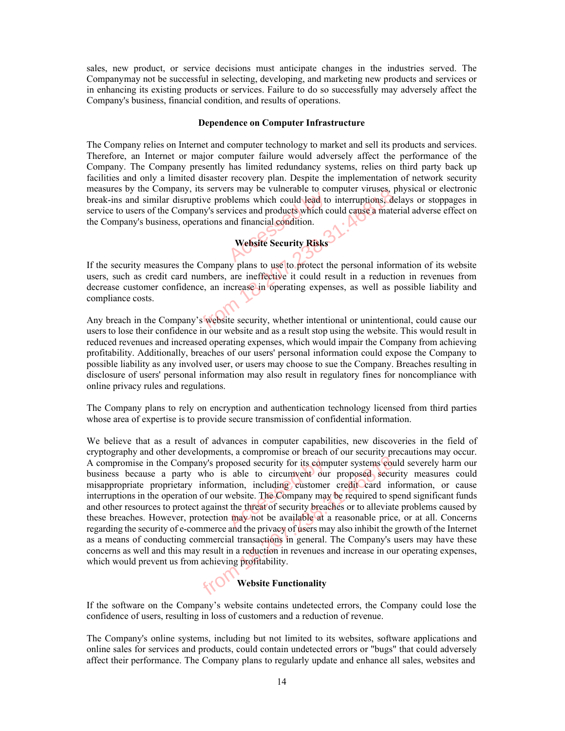sales, new product, or service decisions must anticipate changes in the industries served. The Companymay not be successful in selecting, developing, and marketing new products and services or in enhancing its existing products or services. Failure to do so successfully may adversely affect the Company's business, financial condition, and results of operations.

**Dependence on Computer Infrastructure**

The Company relies on Internet and computer technology to market and sell its products and services. Therefore, an Internet or major computer failure would adversely affect the performance of the Company. The Company presently has limited redundancy systems, relies on third party back up facilities and only a limited disaster recovery plan. Despite the implementation of network security measures by the Company, its servers may be vulnerable to computer viruses, physical or electronic break-ins and similar disruptive problems which could lead to interruptions, delays or stoppages in service to users of the Company's services and products which could cause a material adverse effect on the Company's business, operations and financial condition.

**Website Security Risks**

If the security measures the Company plans to use to protect the personal information of its website users, such as credit card numbers, are ineffective it could result in a reduction in revenues from decrease customer confidence, an increase in operating expenses, as well as possible liability and compliance costs.

Any breach in the Company's website security, whether intentional or unintentional, could cause our users to lose their confidence in our website and as a result stop using the website. This would result in reduced revenues and increased operating expenses, which would impair the Company from achieving profitability. Additionally, breaches of our users' personal information could expose the Company to possible liability as any involved user, or users may choose to sue the Company. Breaches resulting in disclosure of users' personal information may also result in regulatory fines for noncompliance with online privacy rules and regulations.

The Company plans to rely on encryption and authentication technology licensed from third parties whose area of expertise is to provide secure transmission of confidential information.

We believe that as a result of advances in computer capabilities, new discoveries in the field of cryptography and other developments, a compromise or breach of our security precautions may occur. A compromise in the Company's proposed security for its computer systems could severely harm our business because a party who is able to circumvent our proposed security measures could misappropriate proprietary information, including customer credit card information, or cause interruptions in the operation of our website. The Company may be required to spend significant funds and other resources to protect against the threat of security breaches or to alleviate problems caused by these breaches. However, protection may not be available at a reasonable price, or at all. Concerns regarding the security of e-commerce and the privacy of users may also inhibit the growth of the Internet as a means of conducting commercial transactions in general. The Company's users may have these concerns as well and this may result in a reduction in revenues and increase in our operating expenses, which would prevent us from achieving profitability.

**Website Functionality**

If the software on the Company's website contains undetected errors, the Company could lose the confidence of users, resulting in loss of customers and a reduction of revenue.

The Company's online systems, including but not limited to its websites, software applications and online sales for services and products, could contain undetected errors or "bugs" that could adversely affect their performance. The Company plans to regularly update and enhance all sales, websites and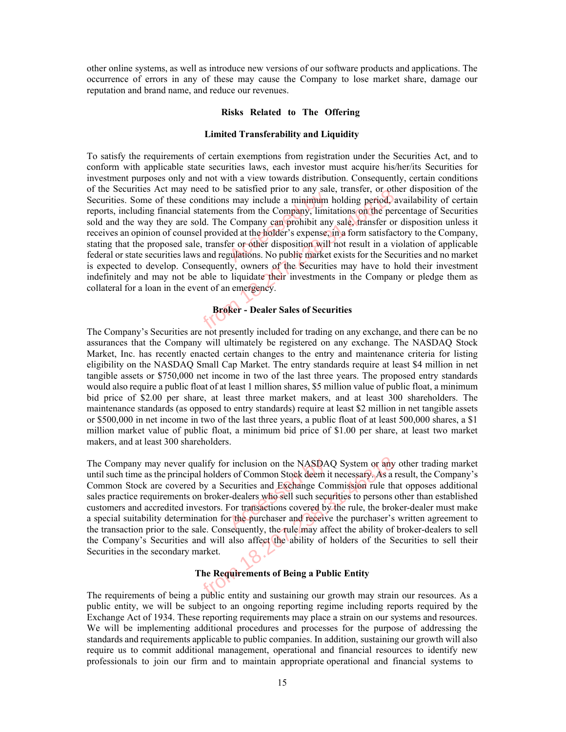other online systems, as well as introduce new versions of our software products and applications. The occurrence of errors in any of these may cause the Company to lose market share, damage our reputation and brand name, and reduce our revenues.

## Risks Related to The Offering

### Limited Transferability and Liquidity

To satisfy the requirements of certain exemptions from registration under the Securities Act, and to conform with applicable state securities laws, each investor must acquire his/her/its Securities for investment purposes only and not with a view towards distribution. Consequently, certain conditions of the Securities Act may need to be satisfied prior to any sale, transfer, or other disposition of the Securities. Some of these conditions may include a minimum holding period, availability of certain reports, including financial statements from the Company, limitations on the percentage of Securities sold and the way they are sold. The Company can prohibit any sale, transfer or disposition unless it receives an opinion of counsel provided at the holder's expense, in a form satisfactory to the Company, stating that the proposed sale, transfer or other disposition will not result in a violation of applicable federal or state securities laws and regulations. No public market exists for the Securities and no market is expected to develop. Consequently, owners of the Securities may have to hold their investment indefinitely and may not be able to liquidate their investments in the Company or pledge them as collateral for a loan in the event of an emergency.

### Broker - Dealer Sales of Securities

The Company's Securities are not presently included for trading on any exchange, and there can be no assurances that the Company will ultimately be registered on any exchange. The NASDAQ Stock Market, Inc. has recently enacted certain changes to the entry and maintenance criteria for listing eligibility on the NASDAQ Small Cap Market. The entry standards require at least $4 million in net tangible assets or $750,000 net income in two of the last three years. The proposed entry standards would also require a public float of at least 1 million shares, $5 million value of public float, a minimum bid price of $2.00 per share, at least three market makers, and at least 300 shareholders. The maintenance standards (as opposed to entry standards) require at least $2 million in net tangible assets or $500,000 in net income in two of the last three years, a public float of at least 500,000 shares, a $1 million market value of public float, a minimum bid price of $1.00 per share, at least two market makers, and at least 300 shareholders.

The Company may never qualify for inclusion on the NASDAQ System or any other trading market until such time as the principal holders of Common Stock deem it necessary. As a result, the Company's Common Stock are covered by a Securities and Exchange Commission rule that opposes additional sales practice requirements on broker-dealers who sell such securities to persons other than established customers and accredited investors. For transactions covered by the rule, the broker-dealer must make a special suitability determination for the purchaser and receive the purchaser's written agreement to the transaction prior to the sale. Consequently, the rule may affect the ability of broker-dealers to sell the Company's Securities and will also affect the ability of holders of the Securities to sell their Securities in the secondary market.

### The Requirements of Being a Public Entity

The requirements of being a public entity and sustaining our growth may strain our resources. As a public entity, we will be subject to an ongoing reporting regime including reports required by the Exchange Act of 1934. These reporting requirements may place a strain on our systems and resources. We will be implementing additional procedures and processes for the purpose of addressing the standards and requirements applicable to public companies. In addition, sustaining our growth will also require us to commit additional management, operational and financial resources to identify new professionals to join our firm and to maintain appropriate operational and financial systems to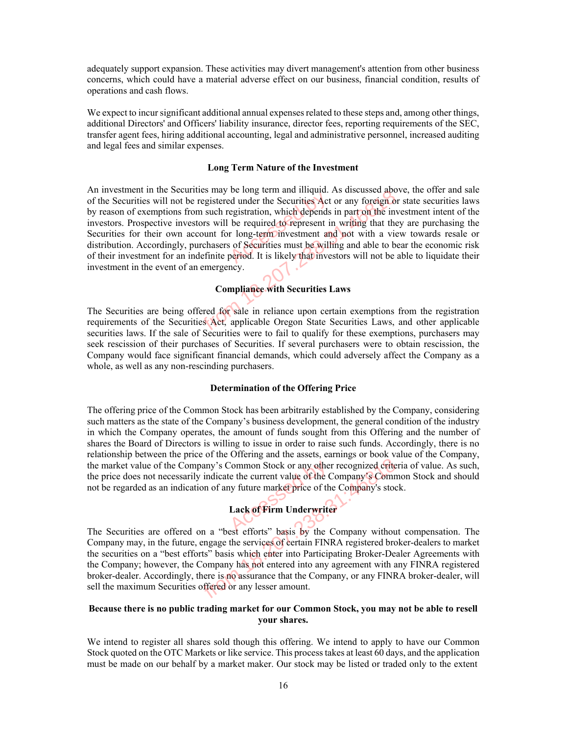adequately support expansion. These activities may divert management's attention from other business concerns, which could have a material adverse effect on our business, financial condition, results of operations and cash flows.

We expect to incur significant additional annual expenses related to these steps and, among other things, additional Directors' and Officers' liability insurance, director fees, reporting requirements of the SEC, transfer agent fees, hiring additional accounting, legal and administrative personnel, increased auditing and legal fees and similar expenses.

### Long Term Nature of the Investment

An investment in the Securities may be long term and illiquid. As discussed above, the offer and sale of the Securities will not be registered under the Securities Act or any foreign or state securities laws by reason of exemptions from such registration, which depends in part on the investment intent of the investors. Prospective investors will be required to represent in writing that they are purchasing the Securities for their own account for long-term investment and not with a view towards resale or distribution. Accordingly, purchasers of Securities must be willing and able to bear the economic risk of their investment for an indefinite period. It is likely that investors will not be able to liquidate their investment in the event of an emergency.

### Compliance with Securities Laws

The Securities are being offered for sale in reliance upon certain exemptions from the registration requirements of the Securities Act, applicable Oregon State Securities Laws, and other applicable securities laws. If the sale of Securities were to fail to qualify for these exemptions, purchasers may seek rescission of their purchases of Securities. If several purchasers were to obtain rescission, the Company would face significant financial demands, which could adversely affect the Company as a whole, as well as any non-rescinding purchasers.

### Determination of the Offering Price

The offering price of the Common Stock has been arbitrarily established by the Company, considering such matters as the state of the Company's business development, the general condition of the industry in which the Company operates, the amount of funds sought from this Offering and the number of shares the Board of Directors is willing to issue in order to raise such funds. Accordingly, there is no relationship between the price of the Offering and the assets, earnings or book value of the Company, the market value of the Company's Common Stock or any other recognized criteria of value. As such, the price does not necessarily indicate the current value of the Company's Common Stock and should not be regarded as an indication of any future market price of the Company's stock.

### Lack of Firm Underwriter

The Securities are offered on a "best efforts" basis by the Company without compensation. The Company may, in the future, engage the services of certain FINRA registered broker-dealers to market the securities on a "best efforts" basis which enter into Participating Broker-Dealer Agreements with the Company; however, the Company has not entered into any agreement with any FINRA registered broker-dealer. Accordingly, there is no assurance that the Company, or any FINRA broker-dealer, will sell the maximum Securities offered or any lesser amount.

### Because there is no public trading market for our Common Stock, you may not be able to resell your shares.

We intend to register all shares sold though this offering. We intend to apply to have our Common Stock quoted on the OTC Markets or like service. This process takes at least 60 days, and the application must be made on our behalf by a market maker. Our stock may be listed or traded only to the extent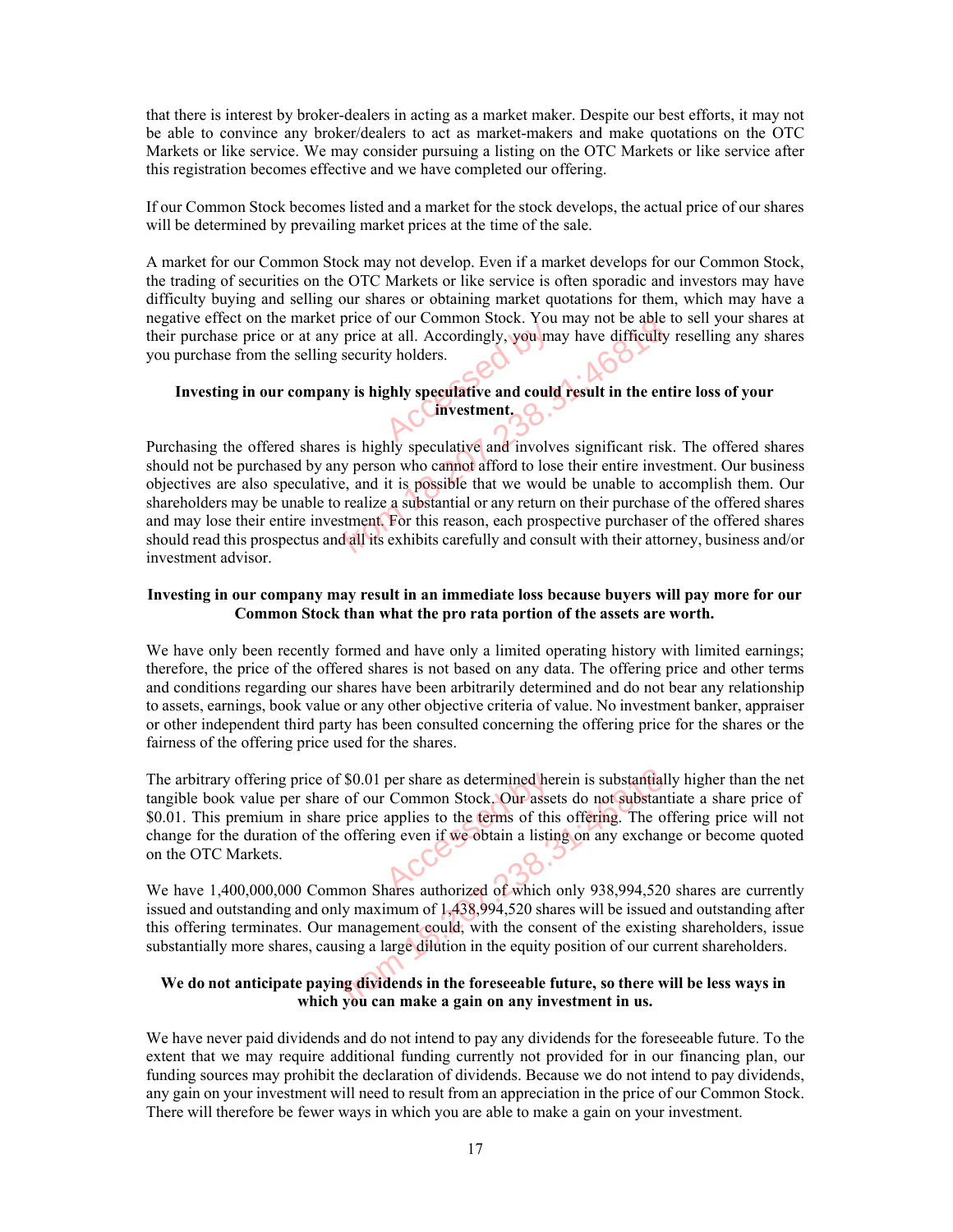that there is interest by broker-dealers in acting as a market maker. Despite our best efforts, it may not be able to convince any broker/dealers to act as market-makers and make quotations on the OTC Markets or like service. We may consider pursuing a listing on the OTC Markets or like service after this registration becomes effective and we have completed our offering.

If our Common Stock becomes listed and a market for the stock develops, the actual price of our shares will be determined by prevailing market prices at the time of the sale.

A market for our Common Stock may not develop. Even if a market develops for our Common Stock, the trading of securities on the OTC Markets or like service is often sporadic and investors may have difficulty buying and selling our shares or obtaining market quotations for them, which may have a negative effect on the market price of our Common Stock. You may not be able to sell your shares at their purchase price or at any price at all. Accordingly, you may have difficulty reselling any shares you purchase from the selling security holders.

**Investing in our company is highly speculative and could result in the entire loss of your investment.**

Purchasing the offered shares is highly speculative and involves significant risk. The offered shares should not be purchased by any person who cannot afford to lose their entire investment. Our business objectives are also speculative, and it is possible that we would be unable to accomplish them. Our shareholders may be unable to realize a substantial or any return on their purchase of the offered shares and may lose their entire investment. For this reason, each prospective purchaser of the offered shares should read this prospectus and all its exhibits carefully and consult with their attorney, business and/or investment advisor.

**Investing in our company may result in an immediate loss because buyers will pay more for our Common Stock than what the pro rata portion of the assets are worth.**

We have only been recently formed and have only a limited operating history with limited earnings; therefore, the price of the offered shares is not based on any data. The offering price and other terms and conditions regarding our shares have been arbitrarily determined and do not bear any relationship to assets, earnings, book value or any other objective criteria of value. No investment banker, appraiser or other independent third party has been consulted concerning the offering price for the shares or the fairness of the offering price used for the shares.

The arbitrary offering price of $0.01 per share as determined herein is substantially higher than the net tangible book value per share of our Common Stock. Our assets do not substantiate a share price of $0.01. This premium in share price applies to the terms of this offering. The offering price will not change for the duration of the offering even if we obtain a listing on any exchange or become quoted on the OTC Markets.

We have 1,400,000,000 Common Shares authorized of which only 938,994,520 shares are currently issued and outstanding and only maximum of 1,438,994,520 shares will be issued and outstanding after this offering terminates. Our management could, with the consent of the existing shareholders, issue substantially more shares, causing a large dilution in the equity position of our current shareholders.

**We do not anticipate paying dividends in the foreseeable future, so there will be less ways in which you can make a gain on any investment in us.**

We have never paid dividends and do not intend to pay any dividends for the foreseeable future. To the extent that we may require additional funding currently not provided for in our financing plan, our funding sources may prohibit the declaration of dividends. Because we do not intend to pay dividends, any gain on your investment will need to result from an appreciation in the price of our Common Stock. There will therefore be fewer ways in which you are able to make a gain on your investment.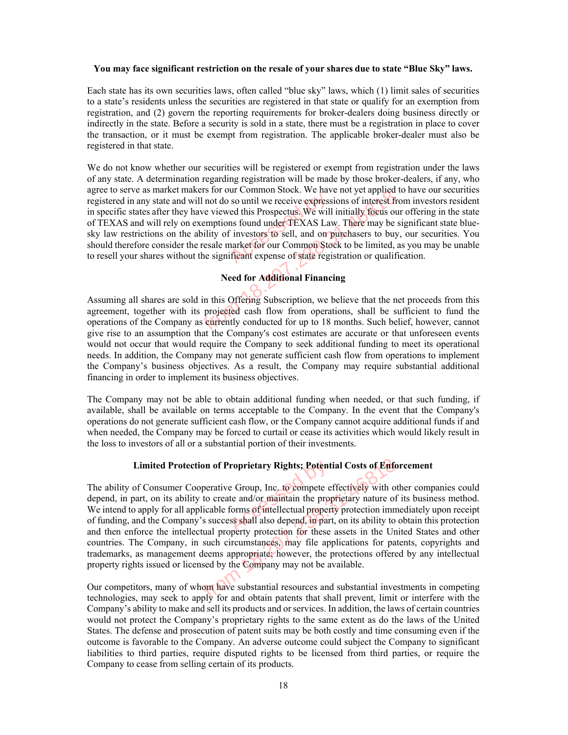**You may face significant restriction on the resale of your shares due to state "Blue Sky" laws.**

Each state has its own securities laws, often called "blue sky" laws, which (1) limit sales of securities to a state's residents unless the securities are registered in that state or qualify for an exemption from registration, and (2) govern the reporting requirements for broker-dealers doing business directly or indirectly in the state. Before a security is sold in a state, there must be a registration in place to cover the transaction, or it must be exempt from registration. The applicable broker-dealer must also be registered in that state.

We do not know whether our securities will be registered or exempt from registration under the laws of any state. A determination regarding registration will be made by those broker-dealers, if any, who agree to serve as market makers for our Common Stock. We have not yet applied to have our securities registered in any state and will not do so until we receive expressions of interest from investors resident in specific states after they have viewed this Prospectus. We will initially focus our offering in the state of TEXAS and will rely on exemptions found under TEXAS Law. There may be significant state blue-sky law restrictions on the ability of investors to sell, and on purchasers to buy, our securities. You should therefore consider the resale market for our Common Stock to be limited, as you may be unable to resell your shares without the significant expense of state registration or qualification.

**Need for Additional Financing**

Assuming all shares are sold in this Offering Subscription, we believe that the net proceeds from this agreement, together with its projected cash flow from operations, shall be sufficient to fund the operations of the Company as currently conducted for up to 18 months. Such belief, however, cannot give rise to an assumption that the Company's cost estimates are accurate or that unforeseen events would not occur that would require the Company to seek additional funding to meet its operational needs. In addition, the Company may not generate sufficient cash flow from operations to implement the Company's business objectives. As a result, the Company may require substantial additional financing in order to implement its business objectives.

The Company may not be able to obtain additional funding when needed, or that such funding, if available, shall be available on terms acceptable to the Company. In the event that the Company's operations do not generate sufficient cash flow, or the Company cannot acquire additional funds if and when needed, the Company may be forced to curtail or cease its activities which would likely result in the loss to investors of all or a substantial portion of their investments.

**Limited Protection of Proprietary Rights; Potential Costs of Enforcement**

The ability of Consumer Cooperative Group, Inc. to compete effectively with other companies could depend, in part, on its ability to create and/or maintain the proprietary nature of its business method. We intend to apply for all applicable forms of intellectual property protection immediately upon receipt of funding, and the Company's success shall also depend, in part, on its ability to obtain this protection and then enforce the intellectual property protection for these assets in the United States and other countries. The Company, in such circumstances, may file applications for patents, copyrights and trademarks, as management deems appropriate; however, the protections offered by any intellectual property rights issued or licensed by the Company may not be available.

Our competitors, many of whom have substantial resources and substantial investments in competing technologies, may seek to apply for and obtain patents that shall prevent, limit or interfere with the Company's ability to make and sell its products and or services. In addition, the laws of certain countries would not protect the Company's proprietary rights to the same extent as do the laws of the United States. The defense and prosecution of patent suits may be both costly and time consuming even if the outcome is favorable to the Company. An adverse outcome could subject the Company to significant liabilities to third parties, require disputed rights to be licensed from third parties, or require the Company to cease from selling certain of its products.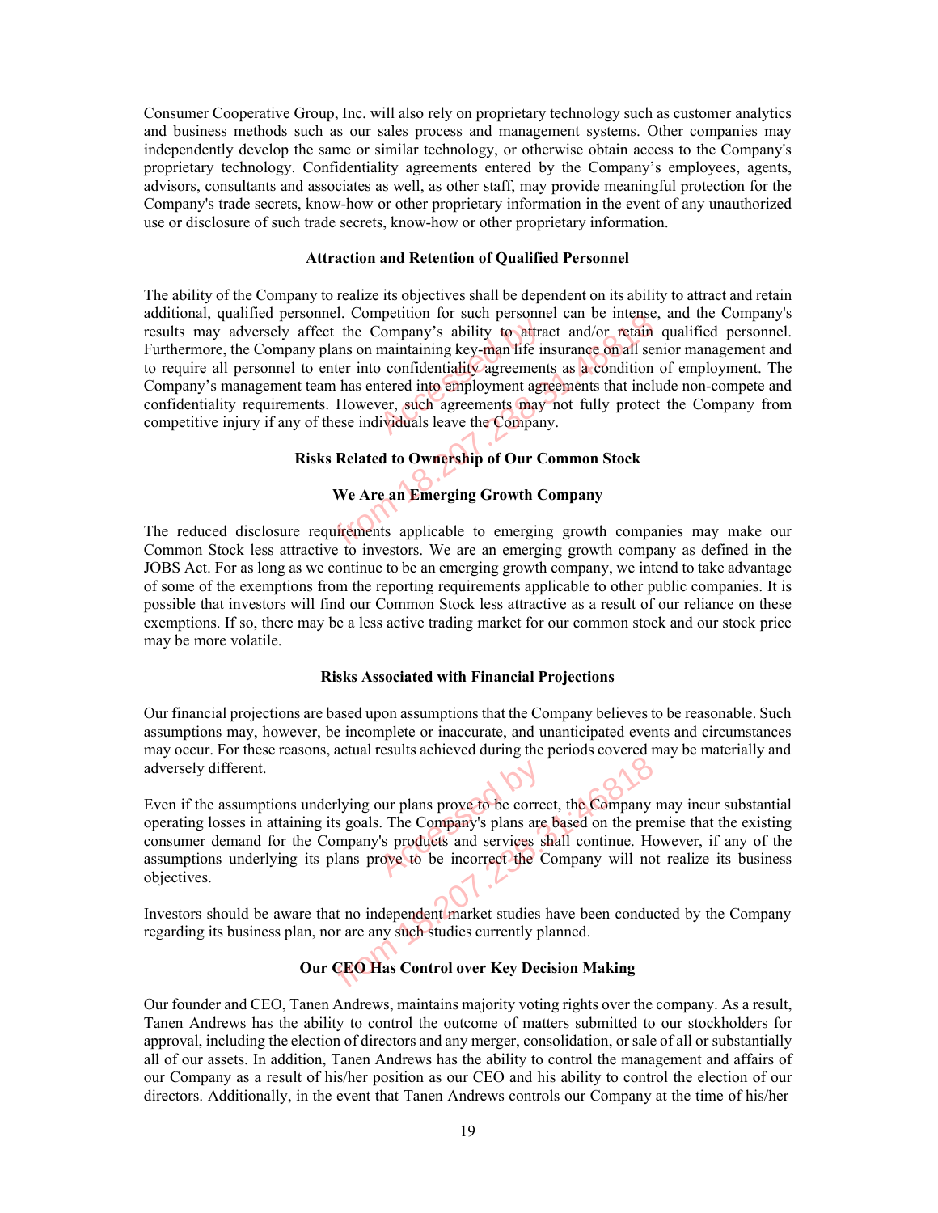Consumer Cooperative Group, Inc. will also rely on proprietary technology such as customer analytics and business methods such as our sales process and management systems. Other companies may independently develop the same or similar technology, or otherwise obtain access to the Company's proprietary technology. Confidentiality agreements entered by the Company's employees, agents, advisors, consultants and associates as well, as other staff, may provide meaningful protection for the Company's trade secrets, know-how or other proprietary information in the event of any unauthorized use or disclosure of such trade secrets, know-how or other proprietary information.

**Attraction and Retention of Qualified Personnel**

The ability of the Company to realize its objectives shall be dependent on its ability to attract and retain additional, qualified personnel. Competition for such personnel can be intense, and the Company's results may adversely affect the Company's ability to attract and/or retain qualified personnel. Furthermore, the Company plans on maintaining key-man life insurance on all senior management and to require all personnel to enter into confidentiality agreements as a condition of employment. The Company's management team has entered into employment agreements that include non-compete and confidentiality requirements. However, such agreements may not fully protect the Company from competitive injury if any of these individuals leave the Company.

**Risks Related to Ownership of Our Common Stock**

**We Are an Emerging Growth Company**

The reduced disclosure requirements applicable to emerging growth companies may make our Common Stock less attractive to investors. We are an emerging growth company as defined in the JOBS Act. For as long as we continue to be an emerging growth company, we intend to take advantage of some of the exemptions from the reporting requirements applicable to other public companies. It is possible that investors will find our Common Stock less attractive as a result of our reliance on these exemptions. If so, there may be a less active trading market for our common stock and our stock price may be more volatile.

**Risks Associated with Financial Projections**

Our financial projections are based upon assumptions that the Company believes to be reasonable. Such assumptions may, however, be incomplete or inaccurate, and unanticipated events and circumstances may occur. For these reasons, actual results achieved during the periods covered may be materially and adversely different.

Even if the assumptions underlying our plans prove to be correct, the Company may incur substantial operating losses in attaining its goals. The Company's plans are based on the premise that the existing consumer demand for the Company's products and services shall continue. However, if any of the assumptions underlying its plans prove to be incorrect the Company will not realize its business objectives.

Investors should be aware that no independent market studies have been conducted by the Company regarding its business plan, nor are any such studies currently planned.

**Our CEO Has Control over Key Decision Making**

Our founder and CEO, Tanen Andrews, maintains majority voting rights over the company. As a result, Tanen Andrews has the ability to control the outcome of matters submitted to our stockholders for approval, including the election of directors and any merger, consolidation, or sale of all or substantially all of our assets. In addition, Tanen Andrews has the ability to control the management and affairs of our Company as a result of his/her position as our CEO and his ability to control the election of our directors. Additionally, in the event that Tanen Andrews controls our Company at the time of his/her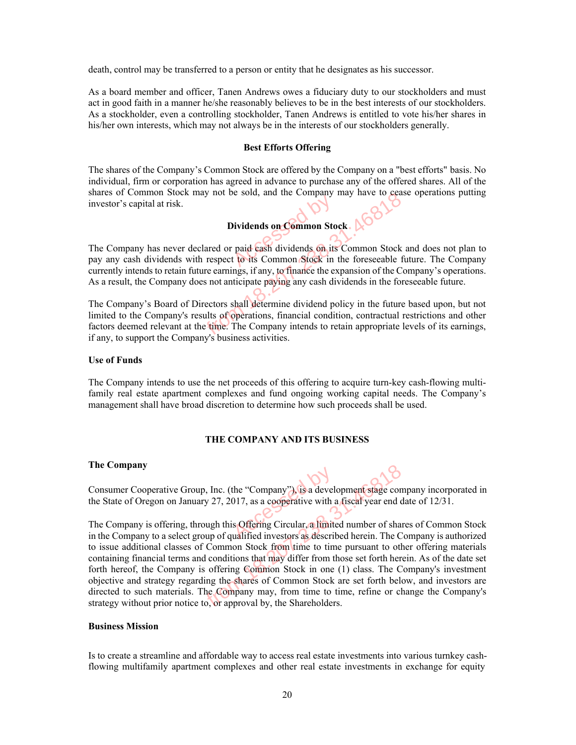death, control may be transferred to a person or entity that he designates as his successor.

As a board member and officer, Tanen Andrews owes a fiduciary duty to our stockholders and must act in good faith in a manner he/she reasonably believes to be in the best interests of our stockholders. As a stockholder, even a controlling stockholder, Tanen Andrews is entitled to vote his/her shares in his/her own interests, which may not always be in the interests of our stockholders generally.

### Best Efforts Offering

The shares of the Company's Common Stock are offered by the Company on a "best efforts" basis. No individual, firm or corporation has agreed in advance to purchase any of the offered shares. All of the shares of Common Stock may not be sold, and the Company may have to cease operations putting investor's capital at risk.

### Dividends on Common Stock

The Company has never declared or paid cash dividends on its Common Stock and does not plan to pay any cash dividends with respect to its Common Stock in the foreseeable future. The Company currently intends to retain future earnings, if any, to finance the expansion of the Company's operations. As a result, the Company does not anticipate paying any cash dividends in the foreseeable future.

The Company's Board of Directors shall determine dividend policy in the future based upon, but not limited to the Company's results of operations, financial condition, contractual restrictions and other factors deemed relevant at the time. The Company intends to retain appropriate levels of its earnings, if any, to support the Company's business activities.

### Use of Funds

The Company intends to use the net proceeds of this offering to acquire turn-key cash-flowing multi-family real estate apartment complexes and fund ongoing working capital needs. The Company's management shall have broad discretion to determine how such proceeds shall be used.

## THE COMPANY AND ITS BUSINESS

### The Company

Consumer Cooperative Group, Inc. (the "Company"), is a development stage company incorporated in the State of Oregon on January 27, 2017, as a cooperative with a fiscal year end date of 12/31.

The Company is offering, through this Offering Circular, a limited number of shares of Common Stock in the Company to a select group of qualified investors as described herein. The Company is authorized to issue additional classes of Common Stock from time to time pursuant to other offering materials containing financial terms and conditions that may differ from those set forth herein. As of the date set forth hereof, the Company is offering Common Stock in one (1) class. The Company's investment objective and strategy regarding the shares of Common Stock are set forth below, and investors are directed to such materials. The Company may, from time to time, refine or change the Company's strategy without prior notice to, or approval by, the Shareholders.

### Business Mission

Is to create a streamline and affordable way to access real estate investments into various turnkey cash-flowing multifamily apartment complexes and other real estate investments in exchange for equity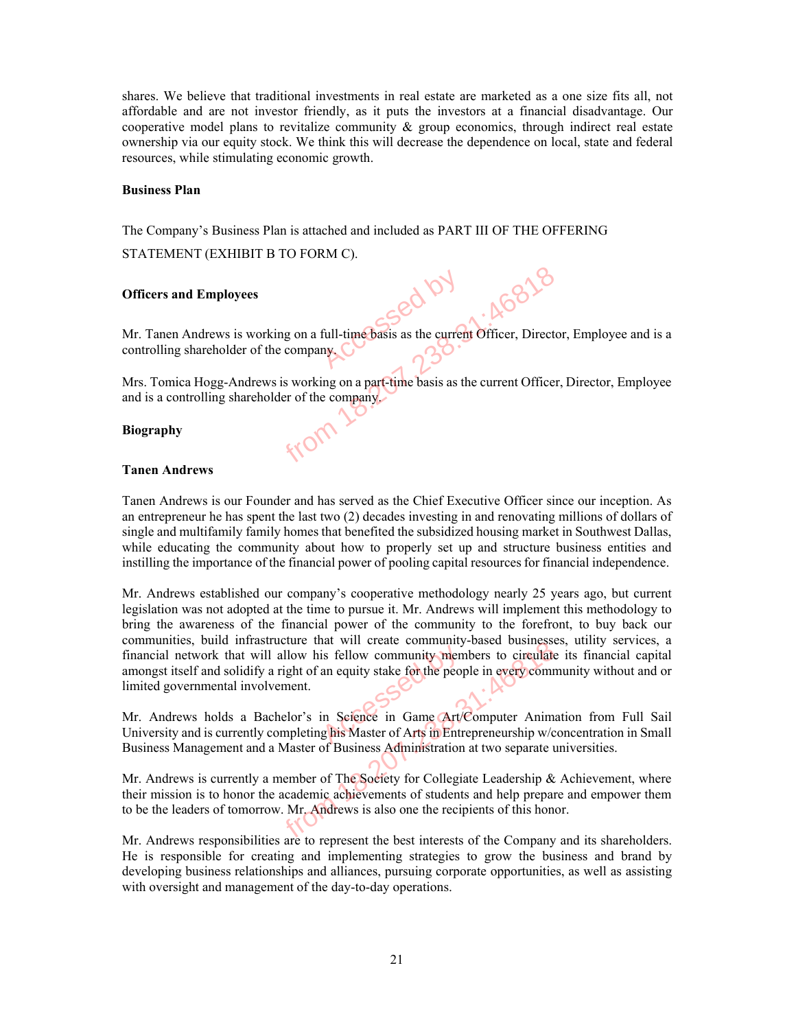shares. We believe that traditional investments in real estate are marketed as a one size fits all, not affordable and are not investor friendly, as it puts the investors at a financial disadvantage. Our cooperative model plans to revitalize community & group economics, through indirect real estate ownership via our equity stock. We think this will decrease the dependence on local, state and federal resources, while stimulating economic growth.

**Business Plan**

The Company's Business Plan is attached and included as PART III OF THE OFFERING STATEMENT (EXHIBIT B TO FORM C).

**Officers and Employees**

Mr. Tanen Andrews is working on a full-time basis as the current Officer, Director, Employee and is a controlling shareholder of the company.

Mrs. Tomica Hogg-Andrews is working on a part-time basis as the current Officer, Director, Employee and is a controlling shareholder of the company.

**Biography**

**Tanen Andrews**

Tanen Andrews is our Founder and has served as the Chief Executive Officer since our inception. As an entrepreneur he has spent the last two (2) decades investing in and renovating millions of dollars of single and multifamily family homes that benefited the subsidized housing market in Southwest Dallas, while educating the community about how to properly set up and structure business entities and instilling the importance of the financial power of pooling capital resources for financial independence.

Mr. Andrews established our company's cooperative methodology nearly 25 years ago, but current legislation was not adopted at the time to pursue it. Mr. Andrews will implement this methodology to bring the awareness of the financial power of the community to the forefront, to buy back our communities, build infrastructure that will create community-based businesses, utility services, a financial network that will allow his fellow community members to circulate its financial capital amongst itself and solidify a right of an equity stake for the people in every community without and or limited governmental involvement.

Mr. Andrews holds a Bachelor's in Science in Game Art/Computer Animation from Full Sail University and is currently completing his Master of Arts in Entrepreneurship w/concentration in Small Business Management and a Master of Business Administration at two separate universities.

Mr. Andrews is currently a member of The Society for Collegiate Leadership & Achievement, where their mission is to honor the academic achievements of students and help prepare and empower them to be the leaders of tomorrow. Mr. Andrews is also one the recipients of this honor.

Mr. Andrews responsibilities are to represent the best interests of the Company and its shareholders. He is responsible for creating and implementing strategies to grow the business and brand by developing business relationships and alliances, pursuing corporate opportunities, as well as assisting with oversight and management of the day-to-day operations.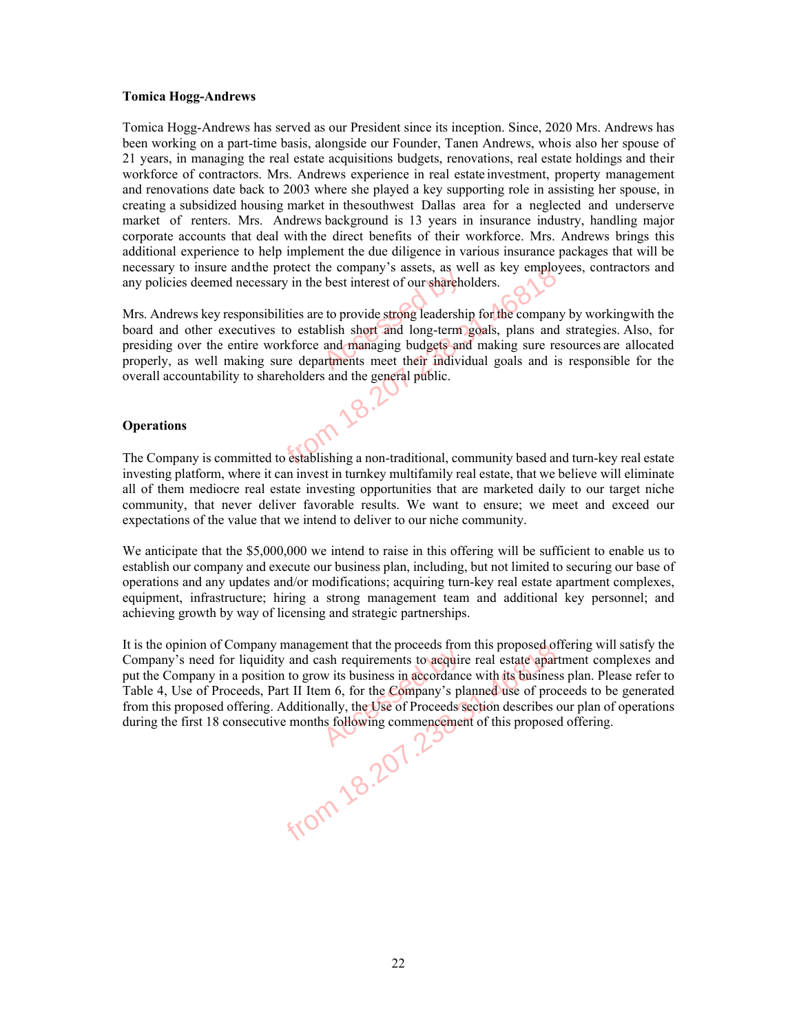**Tomica Hogg-Andrews**

Tomica Hogg-Andrews has served as our President since its inception. Since, 2020 Mrs. Andrews has been working on a part-time basis, alongside our Founder, Tanen Andrews, whois also her spouse of 21 years, in managing the real estate acquisitions budgets, renovations, real estate holdings and their workforce of contractors. Mrs. Andrews experience in real estate investment, property management and renovations date back to 2003 where she played a key supporting role in assisting her spouse, in creating a subsidized housing market in thesouthwest Dallas area for a neglected and underserve market of renters. Mrs. Andrews background is 13 years in insurance industry, handling major corporate accounts that deal with the direct benefits of their workforce. Mrs. Andrews brings this additional experience to help implement the due diligence in various insurance packages that will be necessary to insure andthe protect the company's assets, as well as key employees, contractors and any policies deemed necessary in the best interest of our shareholders.

Mrs. Andrews key responsibilities are to provide strong leadership for the company by workingwith the board and other executives to establish short and long-term goals, plans and strategies. Also, for presiding over the entire workforce and managing budgets and making sure resources are allocated properly, as well making sure departments meet their individual goals and is responsible for the overall accountability to shareholders and the general public.

**Operations**

The Company is committed to establishing a non-traditional, community based and turn-key real estate investing platform, where it can invest in turnkey multifamily real estate, that we believe will eliminate all of them mediocre real estate investing opportunities that are marketed daily to our target niche community, that never deliver favorable results. We want to ensure; we meet and exceed our expectations of the value that we intend to deliver to our niche community.

We anticipate that the $5,000,000 we intend to raise in this offering will be sufficient to enable us to establish our company and execute our business plan, including, but not limited to securing our base of operations and any updates and/or modifications; acquiring turn-key real estate apartment complexes, equipment, infrastructure; hiring a strong management team and additional key personnel; and achieving growth by way of licensing and strategic partnerships.

It is the opinion of Company management that the proceeds from this proposed offering will satisfy the Company's need for liquidity and cash requirements to acquire real estate apartment complexes and put the Company in a position to grow its business in accordance with its business plan. Please refer to Table 4, Use of Proceeds, Part II Item 6, for the Company's planned use of proceeds to be generated from this proposed offering. Additionally, the Use of Proceeds section describes our plan of operations during the first 18 consecutive months following commencement of this proposed offering.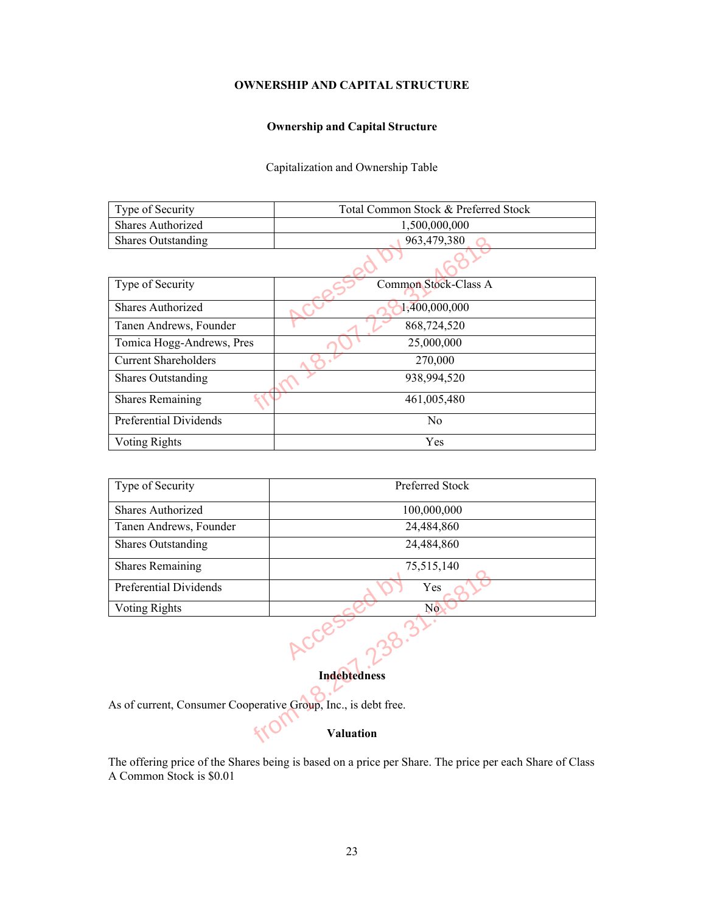# OWNERSHIP AND CAPITAL STRUCTURE

## Ownership and Capital Structure

Capitalization and Ownership Table

| Type of Security | Total Common Stock & Preferred Stock |
|---|---|
| Shares Authorized | 1,500,000,000 |
| Shares Outstanding | 963,479,380 |

| Type of Security | Common Stock-Class A |
|---|---|
| Shares Authorized | 1,400,000,000 |
| Tanen Andrews, Founder | 868,724,520 |
| Tomica Hogg-Andrews, Pres | 25,000,000 |
| Current Shareholders | 270,000 |
| Shares Outstanding | 938,994,520 |
| Shares Remaining | 461,005,480 |
| Preferential Dividends | No |
| Voting Rights | Yes |

| Type of Security | Preferred Stock |
|---|---|
| Shares Authorized | 100,000,000 |
| Tanen Andrews, Founder | 24,484,860 |
| Shares Outstanding | 24,484,860 |
| Shares Remaining | 75,515,140 |
| Preferential Dividends | Yes |
| Voting Rights | No |

### Indebtedness

As of current, Consumer Cooperative Group, Inc., is debt free.

### Valuation

The offering price of the Shares being is based on a price per Share. The price per each Share of Class A Common Stock is $0.01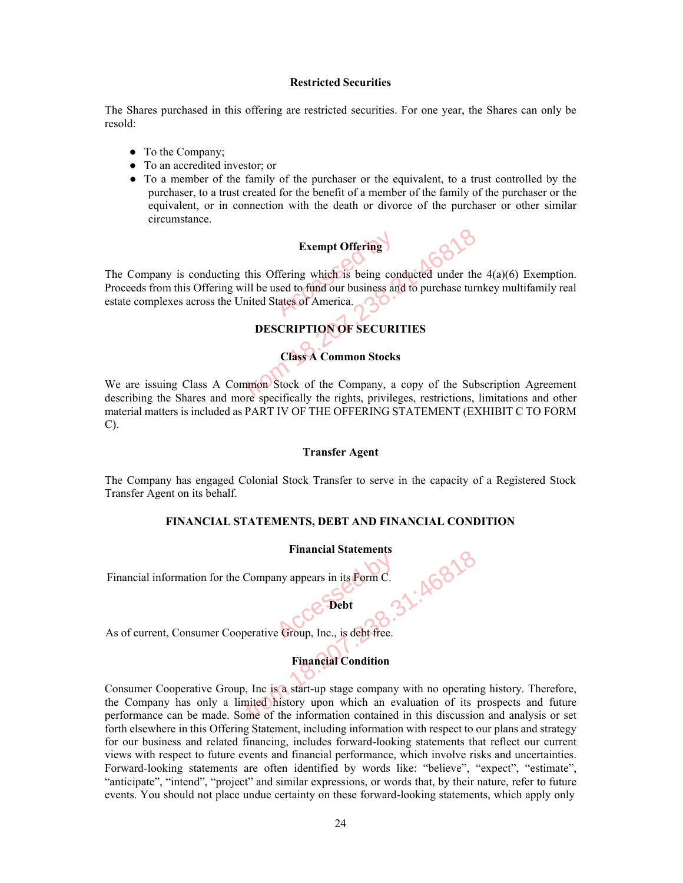### Restricted Securities

The Shares purchased in this offering are restricted securities. For one year, the Shares can only be resold:

- To the Company;
- To an accredited investor; or
- To a member of the family of the purchaser or the equivalent, to a trust controlled by the purchaser, to a trust created for the benefit of a member of the family of the purchaser or the equivalent, or in connection with the death or divorce of the purchaser or other similar circumstance.

### Exempt Offering

The Company is conducting this Offering which is being conducted under the 4(a)(6) Exemption. Proceeds from this Offering will be used to fund our business and to purchase turnkey multifamily real estate complexes across the United States of America.

## DESCRIPTION OF SECURITIES

### Class A Common Stocks

We are issuing Class A Common Stock of the Company, a copy of the Subscription Agreement describing the Shares and more specifically the rights, privileges, restrictions, limitations and other material matters is included as PART IV OF THE OFFERING STATEMENT (EXHIBIT C TO FORM C).

### Transfer Agent

The Company has engaged Colonial Stock Transfer to serve in the capacity of a Registered Stock Transfer Agent on its behalf.

## FINANCIAL STATEMENTS, DEBT AND FINANCIAL CONDITION

### Financial Statements

Financial information for the Company appears in its Form C.

### Debt

As of current, Consumer Cooperative Group, Inc., is debt free.

### Financial Condition

Consumer Cooperative Group, Inc is a start-up stage company with no operating history. Therefore, the Company has only a limited history upon which an evaluation of its prospects and future performance can be made. Some of the information contained in this discussion and analysis or set forth elsewhere in this Offering Statement, including information with respect to our plans and strategy for our business and related financing, includes forward-looking statements that reflect our current views with respect to future events and financial performance, which involve risks and uncertainties. Forward-looking statements are often identified by words like: "believe", "expect", "estimate", "anticipate", "intend", "project" and similar expressions, or words that, by their nature, refer to future events. You should not place undue certainty on these forward-looking statements, which apply only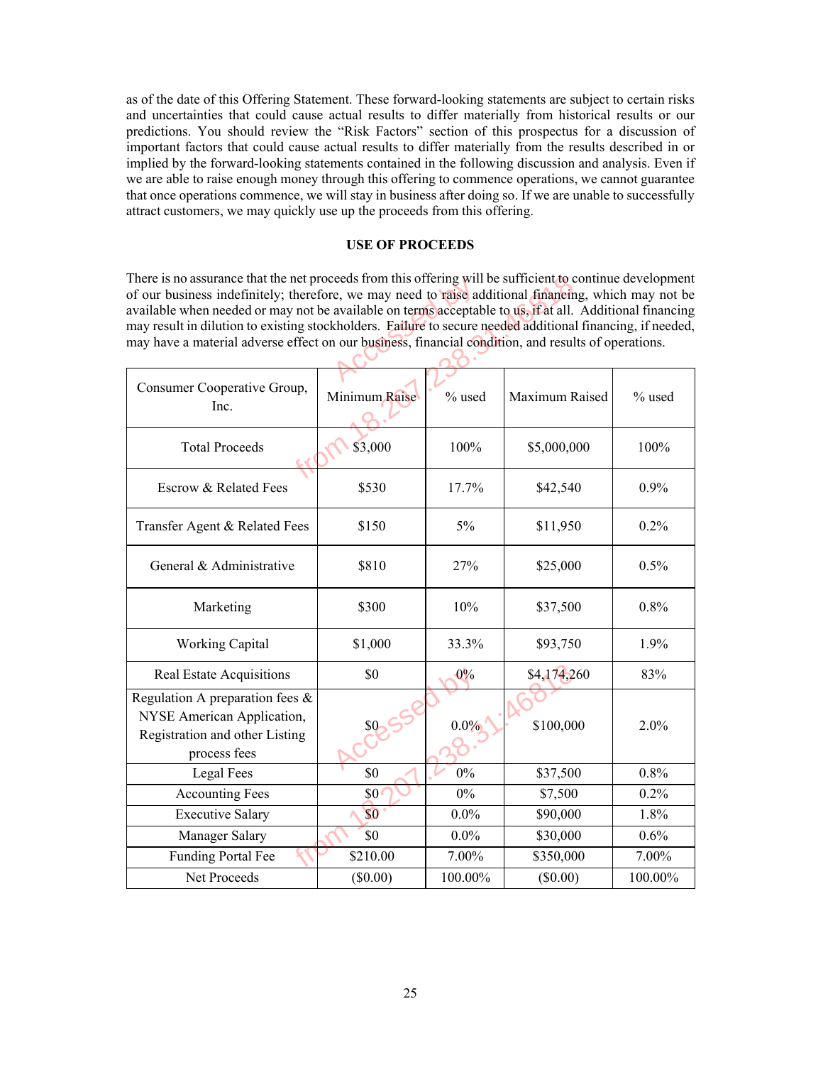as of the date of this Offering Statement. These forward-looking statements are subject to certain risks and uncertainties that could cause actual results to differ materially from historical results or our predictions. You should review the "Risk Factors" section of this prospectus for a discussion of important factors that could cause actual results to differ materially from the results described in or implied by the forward-looking statements contained in the following discussion and analysis. Even if we are able to raise enough money through this offering to commence operations, we cannot guarantee that once operations commence, we will stay in business after doing so. If we are unable to successfully attract customers, we may quickly use up the proceeds from this offering.

## USE OF PROCEEDS

There is no assurance that the net proceeds from this offering will be sufficient to continue development of our business indefinitely; therefore, we may need to raise additional financing, which may not be available when needed or may not be available on terms acceptable to us, if at all. Additional financing may result in dilution to existing stockholders. Failure to secure needed additional financing, if needed, may have a material adverse effect on our business, financial condition, and results of operations.

| Consumer Cooperative Group, Inc. | Minimum Raise | % used | Maximum Raised | % used |
|---|---|---|---|---|
| Total Proceeds | $3,000 | 100% | $5,000,000 | 100% |
| Escrow & Related Fees | $530 | 17.7% | $42,540 | 0.9% |
| Transfer Agent & Related Fees | $150 | 5% | $11,950 | 0.2% |
| General & Administrative | $810 | 27% | $25,000 | 0.5% |
| Marketing | $300 | 10% | $37,500 | 0.8% |
| Working Capital | $1,000 | 33.3% | $93,750 | 1.9% |
| Real Estate Acquisitions | $0 | 0% | $4,174,260 | 83% |
| Regulation A preparation fees & NYSE American Application, Registration and other Listing process fees | $0 | 0.0% | $100,000 | 2.0% |
| Legal Fees | $0 | 0% | $37,500 | 0.8% |
| Accounting Fees | $0 | 0% | $7,500 | 0.2% |
| Executive Salary | $0 | 0.0% | $90,000 | 1.8% |
| Manager Salary | $0 | 0.0% | $30,000 | 0.6% |
| Funding Portal Fee | $210.00 | 7.00% | $350,000 | 7.00% |
| Net Proceeds | ($0.00) | 100.00% | ($0.00) | 100.00% |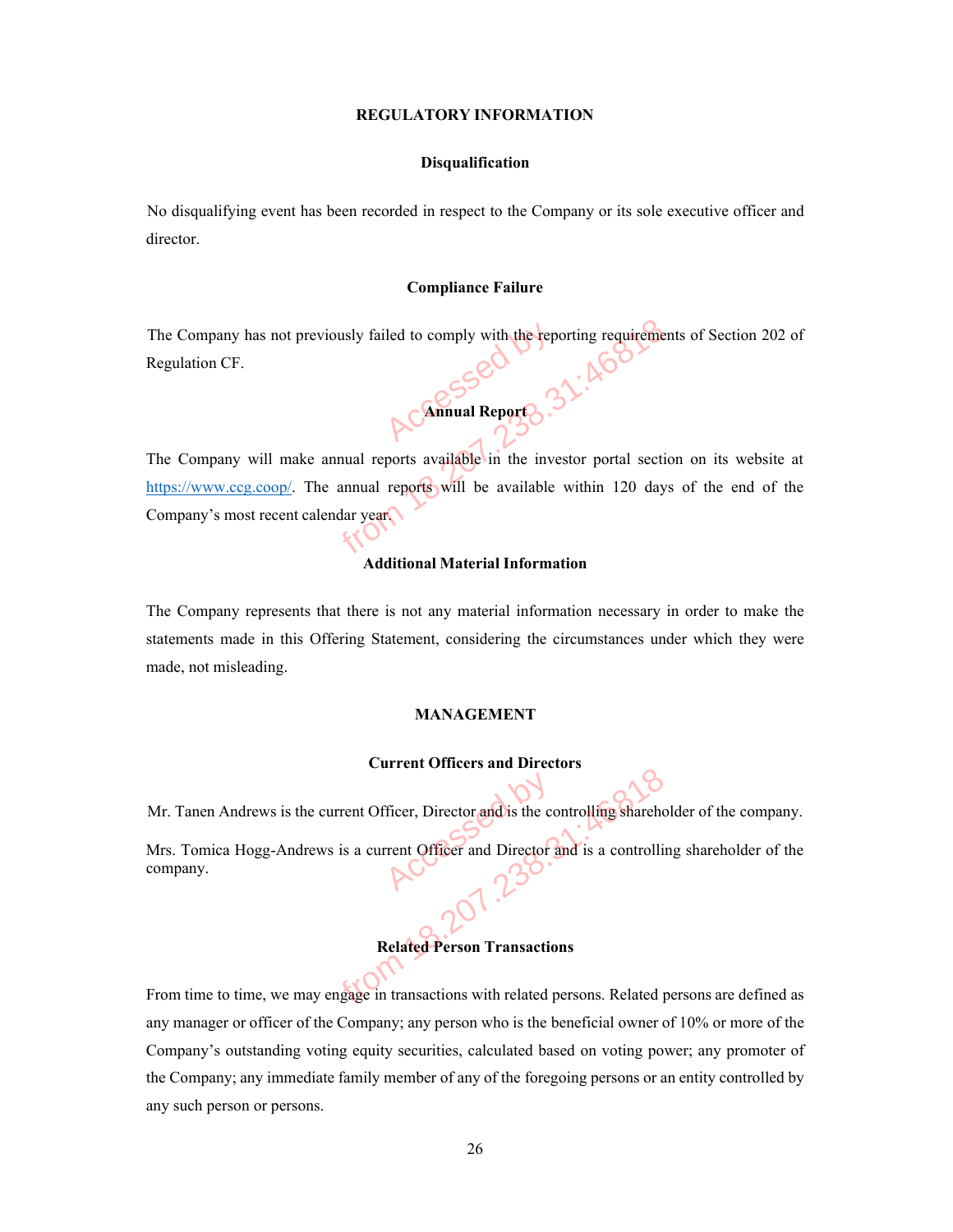# REGULATORY INFORMATION

## Disqualification

No disqualifying event has been recorded in respect to the Company or its sole executive officer and director.

## Compliance Failure

The Company has not previously failed to comply with the reporting requirements of Section 202 of Regulation CF.

## Annual Report

The Company will make annual reports available in the investor portal section on its website at https://www.ccg.coop/. The annual reports will be available within 120 days of the end of the Company's most recent calendar year.

## Additional Material Information

The Company represents that there is not any material information necessary in order to make the statements made in this Offering Statement, considering the circumstances under which they were made, not misleading.

# MANAGEMENT

## Current Officers and Directors

Mr. Tanen Andrews is the current Officer, Director and is the controlling shareholder of the company.

Mrs. Tomica Hogg-Andrews is a current Officer and Director and is a controlling shareholder of the company.

## Related Person Transactions

From time to time, we may engage in transactions with related persons. Related persons are defined as any manager or officer of the Company; any person who is the beneficial owner of 10% or more of the Company's outstanding voting equity securities, calculated based on voting power; any promoter of the Company; any immediate family member of any of the foregoing persons or an entity controlled by any such person or persons.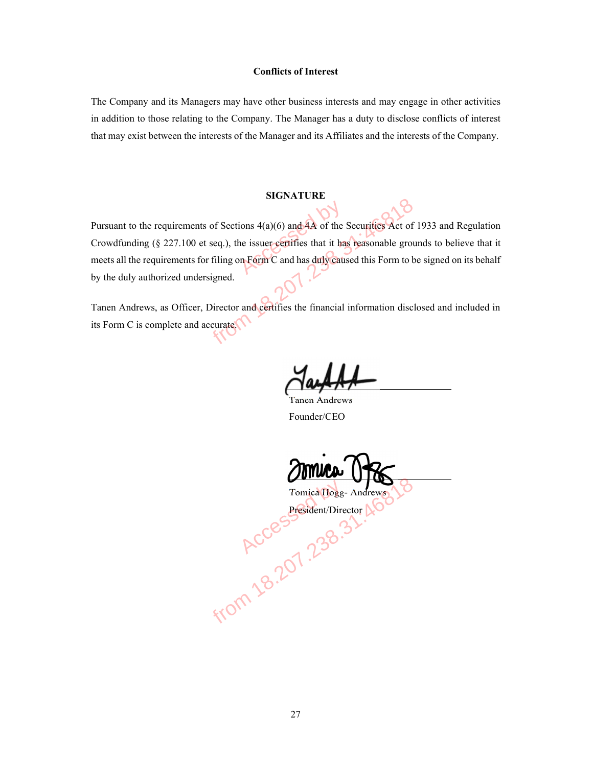## Conflicts of Interest

The Company and its Managers may have other business interests and may engage in other activities in addition to those relating to the Company. The Manager has a duty to disclose conflicts of interest that may exist between the interests of the Manager and its Affiliates and the interests of the Company.

## SIGNATURE

Pursuant to the requirements of Sections 4(a)(6) and 4A of the Securities Act of 1933 and Regulation Crowdfunding (§ 227.100 et seq.), the issuer certifies that it has reasonable grounds to believe that it meets all the requirements for filing on Form C and has duly caused this Form to be signed on its behalf by the duly authorized undersigned.

Tanen Andrews, as Officer, Director and certifies the financial information disclosed and included in its Form C is complete and accurate.

Tanen Andrews
Founder/CEO

Tomica Hogg- Andrews
President/Director